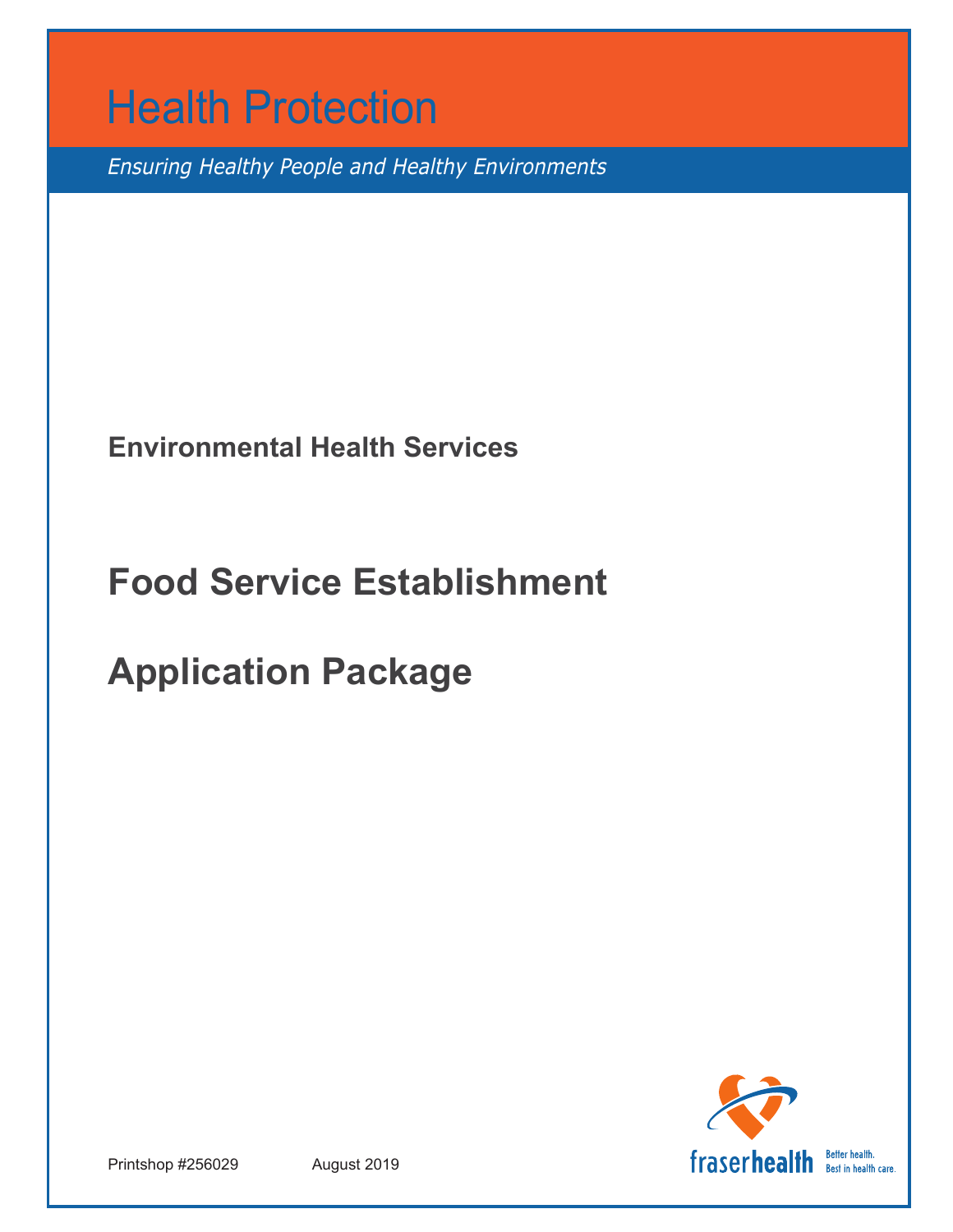# Health Protection

*Ensuring Healthy People and Healthy Environments*

**Environmental Health Services**

# Food Service Establishment

# Application Package

Printshop #256029 August 2019

fraserhealth Better health. Best in health care.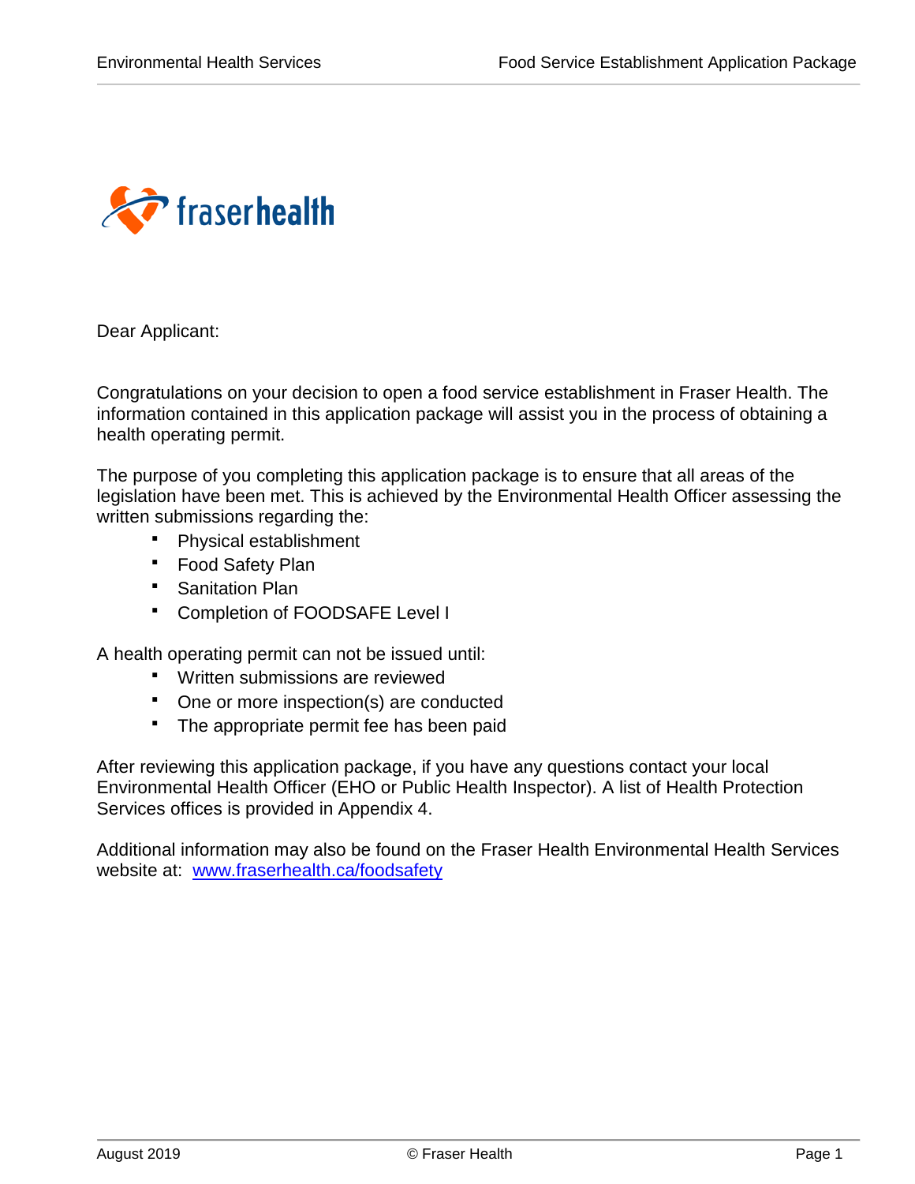Dear Applicant:

Congratulations on your decision to open a food service establishment in Fraser Health. The information contained in this application package will assist you in the process of obtaining a health operating permit.

The purpose of you completing this application package is to ensure that all areas of the legislation have been met. This is achieved by the Environmental Health Officer assessing the written submissions regarding the:

- Physical establishment
- Food Safety Plan
- Sanitation Plan
- Completion of FOODSAFE Level I

A health operating permit can not be issued until:

- Written submissions are reviewed
- One or more inspection(s) are conducted
- The appropriate permit fee has been paid

After reviewing this application package, if you have any questions contact your local Environmental Health Officer (EHO or Public Health Inspector). A list of Health Protection Services offices is provided in Appendix 4.

Additional information may also be found on the Fraser Health Environmental Health Services website at: [www.fraserhealth.ca/foodsafety](http://www.fraserhealth.ca/foodsafety)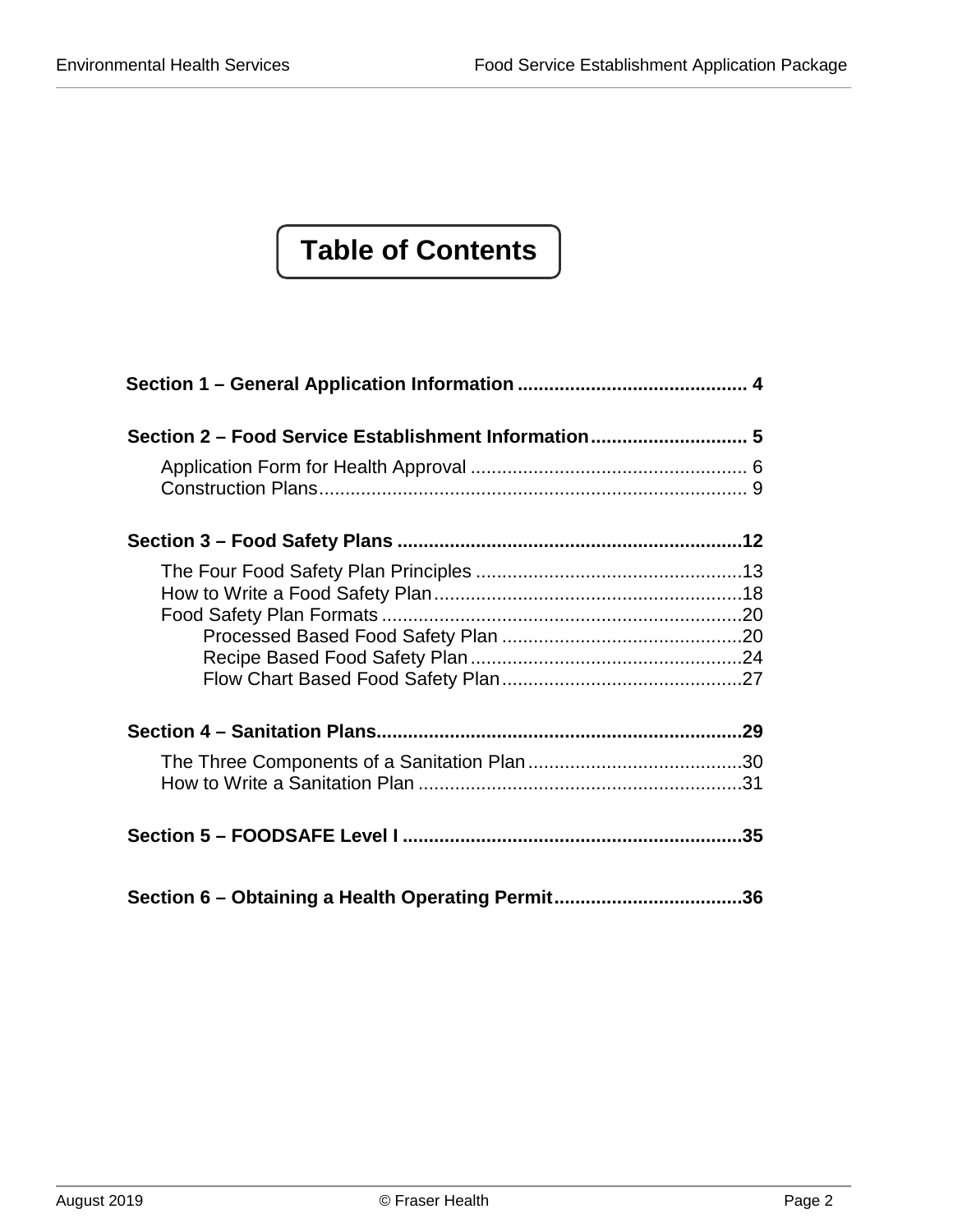# Table of Contents

**Section 1 – General Application Information** .......................................... **4**

**Section 2 – Food Service Establishment Information** ............................ **5**

- Application Form for Health Approval .................................................... 6
- Construction Plans ................................................................................ 9

**Section 3 – Food Safety Plans** ................................................................ **12**

- The Four Food Safety Plan Principles ..................................................13
- How to Write a Food Safety Plan ..........................................................18
- Food Safety Plan Formats ....................................................................20
  - Processed Based Food Safety Plan .............................................20
  - Recipe Based Food Safety Plan ...................................................24
  - Flow Chart Based Food Safety Plan .............................................27

**Section 4 – Sanitation Plans** .................................................................... **29**

- The Three Components of a Sanitation Plan .........................................30
- How to Write a Sanitation Plan .............................................................31

**Section 5 – FOODSAFE Level I** ............................................................... **35**

**Section 6 – Obtaining a Health Operating Permit** .................................. **36**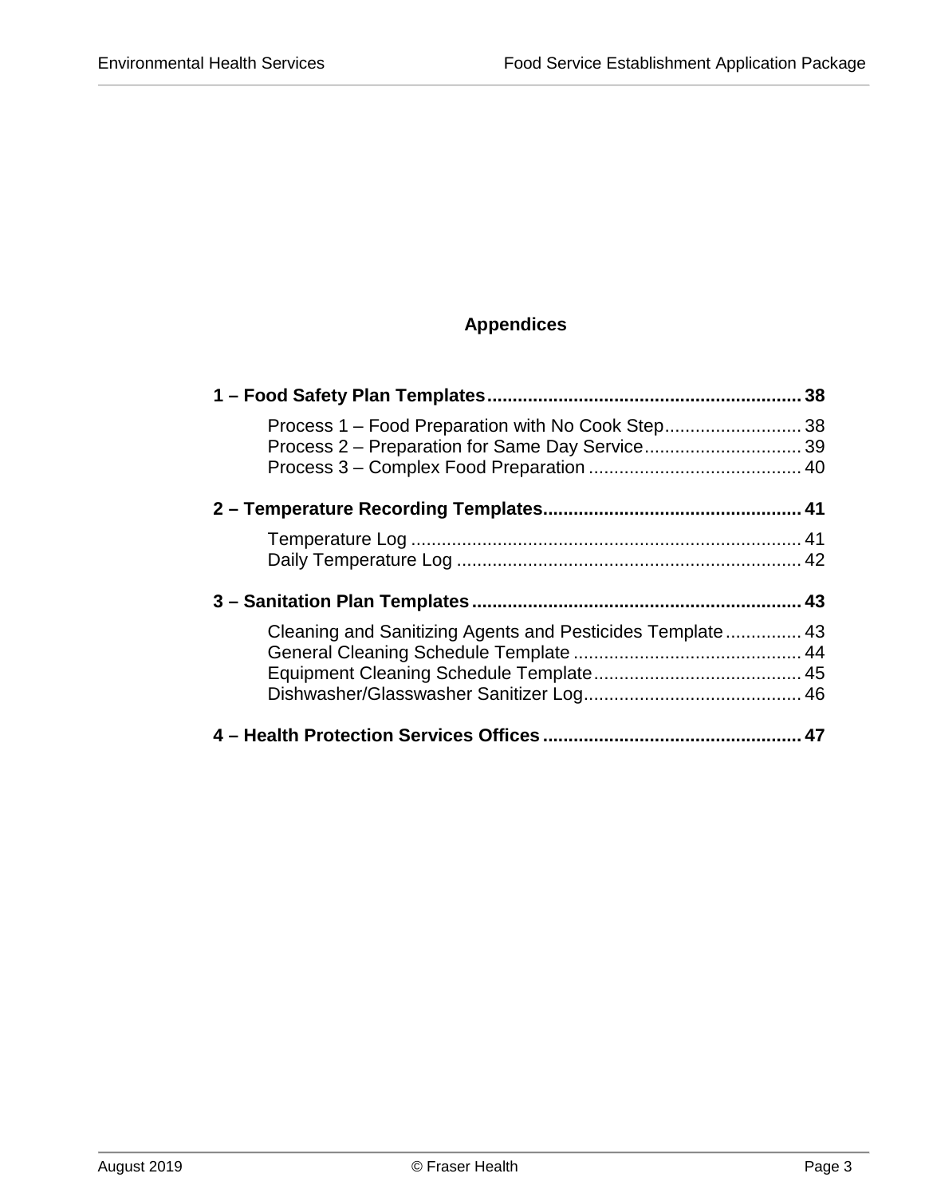## Appendices

**1 – Food Safety Plan Templates .......... 38**

- Process 1 – Food Preparation with No Cook Step .......... 38
- Process 2 – Preparation for Same Day Service .......... 39
- Process 3 – Complex Food Preparation .......... 40

**2 – Temperature Recording Templates .......... 41**

- Temperature Log .......... 41
- Daily Temperature Log .......... 42

**3 – Sanitation Plan Templates .......... 43**

- Cleaning and Sanitizing Agents and Pesticides Template .......... 43
- General Cleaning Schedule Template .......... 44
- Equipment Cleaning Schedule Template .......... 45
- Dishwasher/Glasswasher Sanitizer Log .......... 46

**4 – Health Protection Services Offices .......... 47**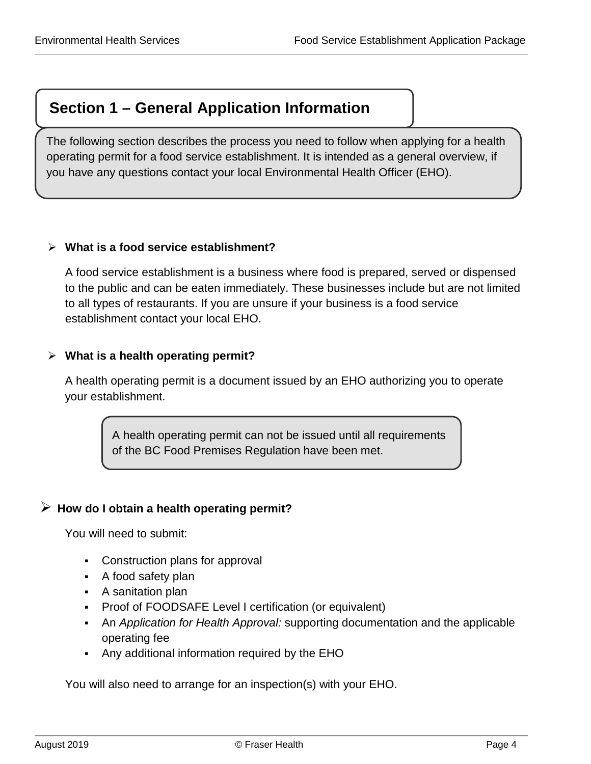## Section 1 – General Application Information

The following section describes the process you need to follow when applying for a health operating permit for a food service establishment. It is intended as a general overview, if you have any questions contact your local Environmental Health Officer (EHO).

- **What is a food service establishment?**

  A food service establishment is a business where food is prepared, served or dispensed to the public and can be eaten immediately. These businesses include but are not limited to all types of restaurants. If you are unsure if your business is a food service establishment contact your local EHO.

- **What is a health operating permit?**

  A health operating permit is a document issued by an EHO authorizing you to operate your establishment.

> A health operating permit can not be issued until all requirements of the BC Food Premises Regulation have been met.

- **How do I obtain a health operating permit?**

  You will need to submit:

  - Construction plans for approval
  - A food safety plan
  - A sanitation plan
  - Proof of FOODSAFE Level I certification (or equivalent)
  - An *Application for Health Approval:* supporting documentation and the applicable operating fee
  - Any additional information required by the EHO

  You will also need to arrange for an inspection(s) with your EHO.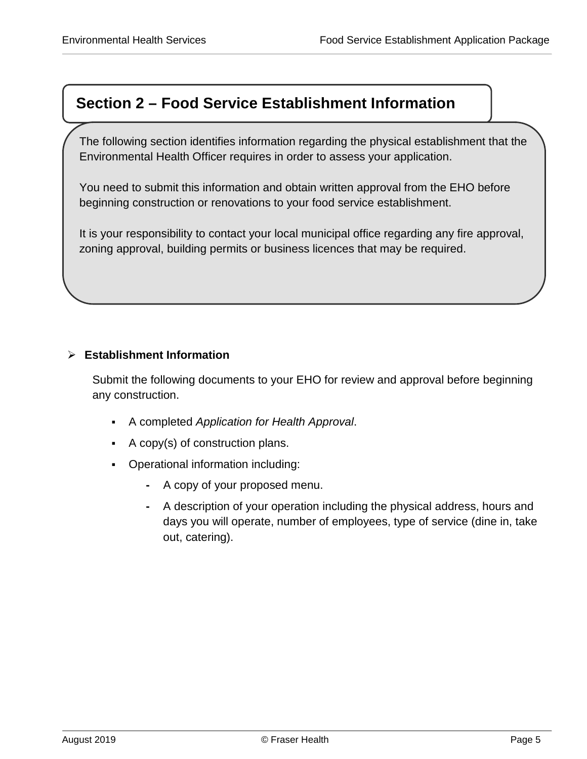## Section 2 – Food Service Establishment Information

The following section identifies information regarding the physical establishment that the Environmental Health Officer requires in order to assess your application.

You need to submit this information and obtain written approval from the EHO before beginning construction or renovations to your food service establishment.

It is your responsibility to contact your local municipal office regarding any fire approval, zoning approval, building permits or business licences that may be required.

- **Establishment Information**

  Submit the following documents to your EHO for review and approval before beginning any construction.

  - A completed *Application for Health Approval*.
  - A copy(s) of construction plans.
  - Operational information including:
    - A copy of your proposed menu.
    - A description of your operation including the physical address, hours and days you will operate, number of employees, type of service (dine in, take out, catering).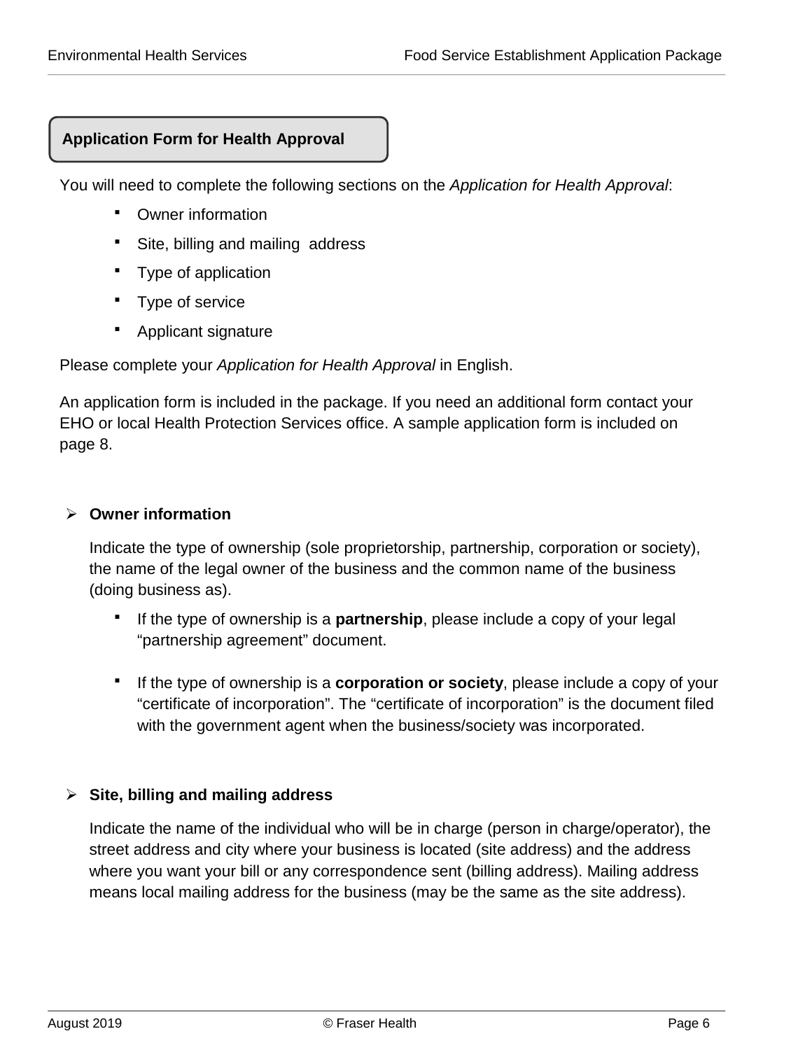## Application Form for Health Approval

You will need to complete the following sections on the *Application for Health Approval*:

- Owner information
- Site, billing and mailing address
- Type of application
- Type of service
- Applicant signature

Please complete your *Application for Health Approval* in English.

An application form is included in the package. If you need an additional form contact your EHO or local Health Protection Services office. A sample application form is included on page 8.

### Owner information

Indicate the type of ownership (sole proprietorship, partnership, corporation or society), the name of the legal owner of the business and the common name of the business (doing business as).

- If the type of ownership is a **partnership**, please include a copy of your legal "partnership agreement" document.
- If the type of ownership is a **corporation or society**, please include a copy of your "certificate of incorporation". The "certificate of incorporation" is the document filed with the government agent when the business/society was incorporated.

### Site, billing and mailing address

Indicate the name of the individual who will be in charge (person in charge/operator), the street address and city where your business is located (site address) and the address where you want your bill or any correspondence sent (billing address). Mailing address means local mailing address for the business (may be the same as the site address).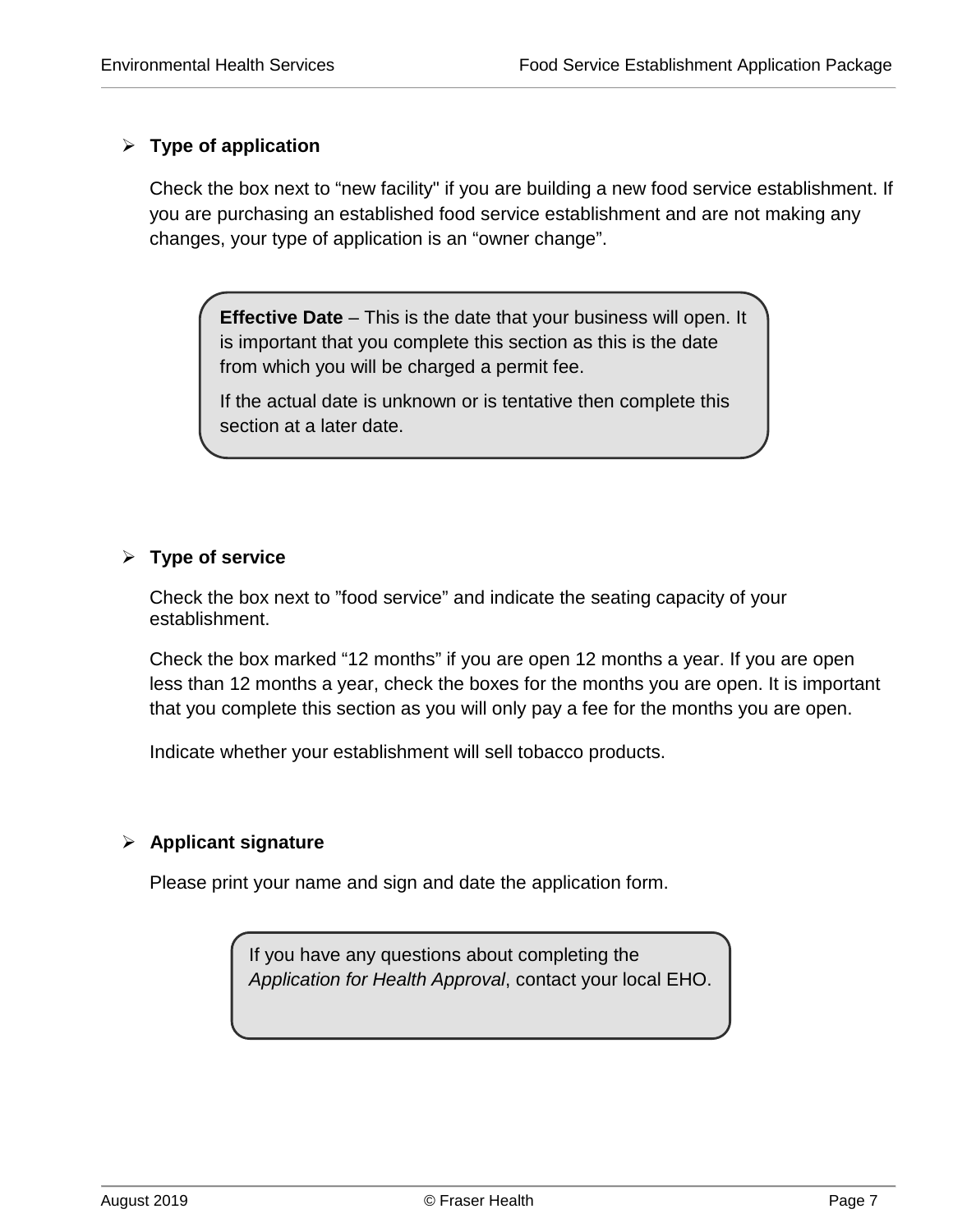- **Type of application**

  Check the box next to “new facility" if you are building a new food service establishment. If you are purchasing an established food service establishment and are not making any changes, your type of application is an “owner change”.

> **Effective Date** – This is the date that your business will open. It is important that you complete this section as this is the date from which you will be charged a permit fee.
>
> If the actual date is unknown or is tentative then complete this section at a later date.

- **Type of service**

  Check the box next to ”food service” and indicate the seating capacity of your establishment.

  Check the box marked “12 months” if you are open 12 months a year. If you are open less than 12 months a year, check the boxes for the months you are open. It is important that you complete this section as you will only pay a fee for the months you are open.

  Indicate whether your establishment will sell tobacco products.

- **Applicant signature**

  Please print your name and sign and date the application form.

> If you have any questions about completing the *Application for Health Approval*, contact your local EHO.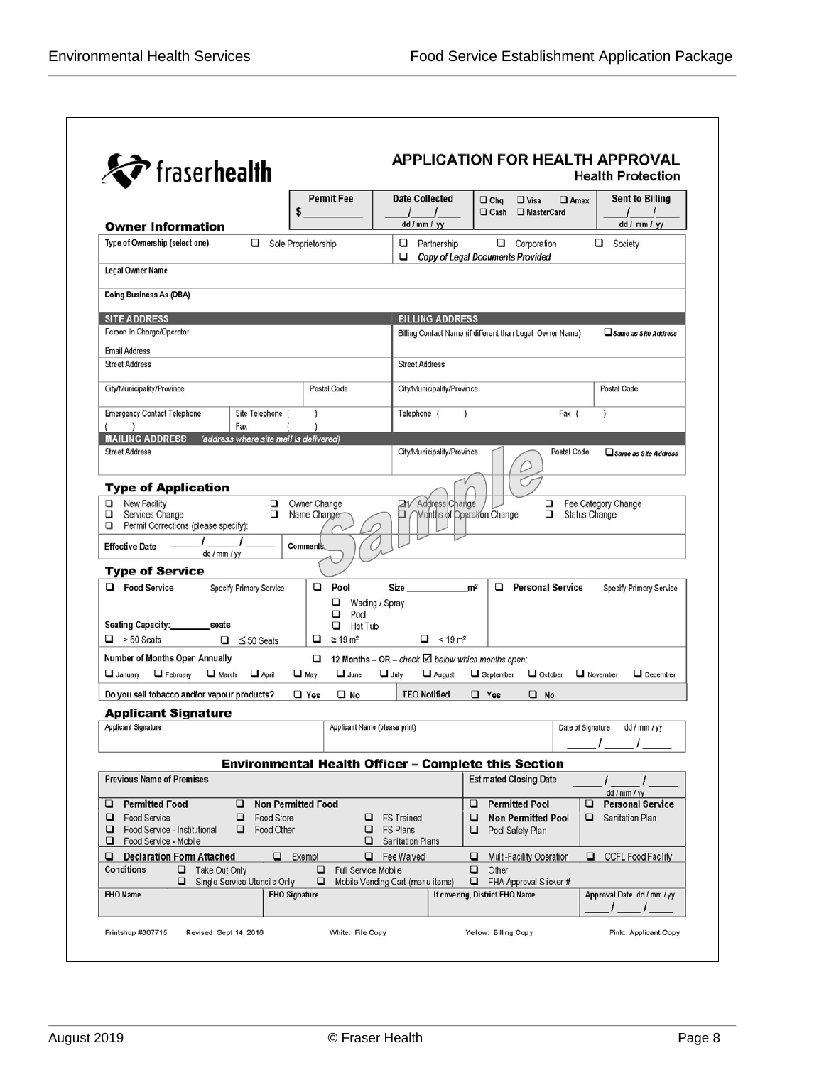fraser**health**

# APPLICATION FOR HEALTH APPROVAL

**Health Protection**

| | Permit Fee | Date Collected | | Sent to Billing |
|---|---|---|---|---|
| **Owner Information** | $ ____________ | ___/___/___ dd / mm / yy | ❑ Chq ❑ Visa ❑ Amex ❑ Cash ❑ MasterCard | ___/___/___ dd / mm / yy |

| Type of Ownership (select one) | ❑ Sole Proprietorship | ❑ Partnership ❑ Copy of Legal Documents Provided | ❑ Corporation | ❑ Society |
|---|---|---|---|---|
| Legal Owner Name | | | | |
| Doing Business As (DBA) | | | | |

| **SITE ADDRESS** | | | **BILLING ADDRESS** | |
|---|---|---|---|---|
| Person In Charge/Operator Email Address | | | Billing Contact Name (if different than Legal Owner Name) | ❑ *Same as Site Address* |
| Street Address | | | Street Address | |
| City/Municipality/Province | | Postal Code | City/Municipality/Province | Postal Code |
| Emergency Contact Telephone ( ) | Site Telephone ( ) Fax ( ) | | Telephone ( ) | Fax ( ) |
| **MAILING ADDRESS** *(address where site mail is delivered)* | | | | |
| Street Address | | | City/Municipality/Province | Postal Code ❑ *Same as Site Address* |

## Type of Application

| | | | |
|---|---|---|---|
| ❑ New Facility | ❑ Owner Change | ❑ Address Change | ❑ Fee Category Change |
| ❑ Services Change | ❑ Name Change | ❑ Months of Operation Change | ❑ Status Change |
| ❑ Permit Corrections (please specify): | | | |
| **Effective Date** ___/___/___ dd / mm / yy | **Comments** | | |

## Type of Service

| ❑ **Food Service** Specify Primary Service | ❑ **Pool** Size ________ m² | ❑ **Personal Service** Specify Primary Service |
|---|---|---|
| Seating Capacity: ________ seats | ❑ Wading / Spray ❑ Pool ❑ Hot Tub | |
| ❑ > 50 Seats ❑ ≤ 50 Seats | ❑ ≥ 19 m² ❑ < 19 m² | |

Number of Months Open Annually ❑ **12 Months** – **OR** – *check* ☑ *below which months open:*

❑ January ❑ February ❑ March ❑ April ❑ May ❑ June ❑ July ❑ August ❑ September ❑ October ❑ November ❑ December

Do you sell tobacco and/or vapour products? ❑ Yes ❑ No | **TEO Notified** ❑ Yes ❑ No

## Applicant Signature

| Applicant Signature | Applicant Name (please print) | Date of Signature dd / mm / yy ___/___/___ |
|---|---|---|

## Environmental Health Officer – Complete this Section

| Previous Name of Premises | | | Estimated Closing Date ___/___/___ dd / mm / yy | |
|---|---|---|---|---|
| ❑ **Permitted Food** ❑ Food Service ❑ Food Service - Institutional ❑ Food Service - Mobile | ❑ **Non Permitted Food** ❑ Food Store ❑ Food Other | ❑ FS Trained ❑ FS Plans ❑ Sanitation Plans | ❑ **Permitted Pool** ❑ **Non Permitted Pool** ❑ Pool Safety Plan | ❑ **Personal Service** ❑ Sanitation Plan |
| ❑ **Declaration Form Attached** | ❑ Exempt | ❑ Fee Waived | ❑ Multi-Facility Operation | ❑ CCFL Food Facility |
| **Conditions** ❑ Take Out Only ❑ Single Service Utensils Only | | ❑ Full Service Mobile ❑ Mobile Vending Cart (menu items) | ❑ Other ❑ FHA Approval Sticker # | |
| **EHO Name** | **EHO Signature** | | If covering, District EHO Name | Approval Date dd / mm / yy ___/___/___ |

Printshop #307715 Revised Sept 14, 2016 White: File Copy Yellow: Billing Copy Pink: Applicant Copy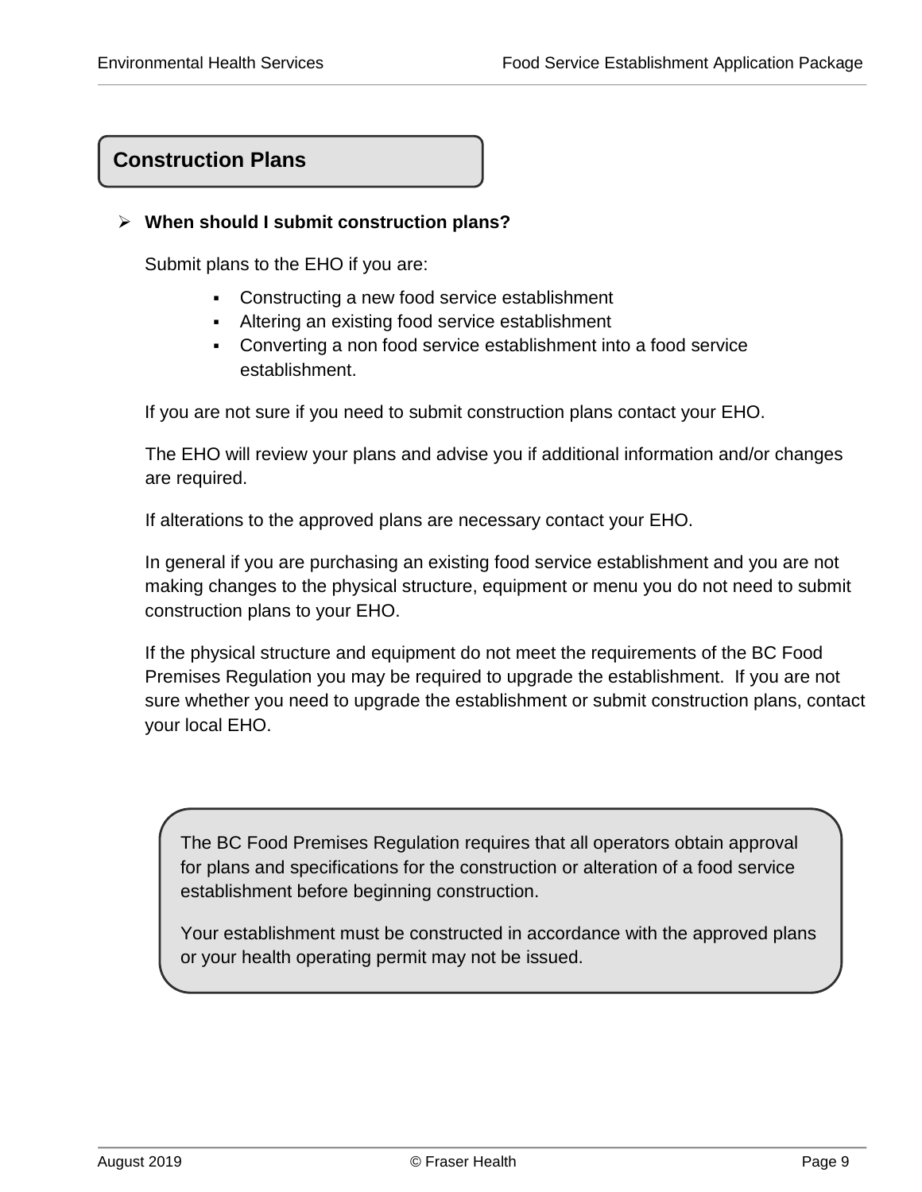## Construction Plans

- **When should I submit construction plans?**

  Submit plans to the EHO if you are:

  - Constructing a new food service establishment
  - Altering an existing food service establishment
  - Converting a non food service establishment into a food service establishment.

  If you are not sure if you need to submit construction plans contact your EHO.

  The EHO will review your plans and advise you if additional information and/or changes are required.

  If alterations to the approved plans are necessary contact your EHO.

  In general if you are purchasing an existing food service establishment and you are not making changes to the physical structure, equipment or menu you do not need to submit construction plans to your EHO.

  If the physical structure and equipment do not meet the requirements of the BC Food Premises Regulation you may be required to upgrade the establishment. If you are not sure whether you need to upgrade the establishment or submit construction plans, contact your local EHO.

> The BC Food Premises Regulation requires that all operators obtain approval for plans and specifications for the construction or alteration of a food service establishment before beginning construction.
>
> Your establishment must be constructed in accordance with the approved plans or your health operating permit may not be issued.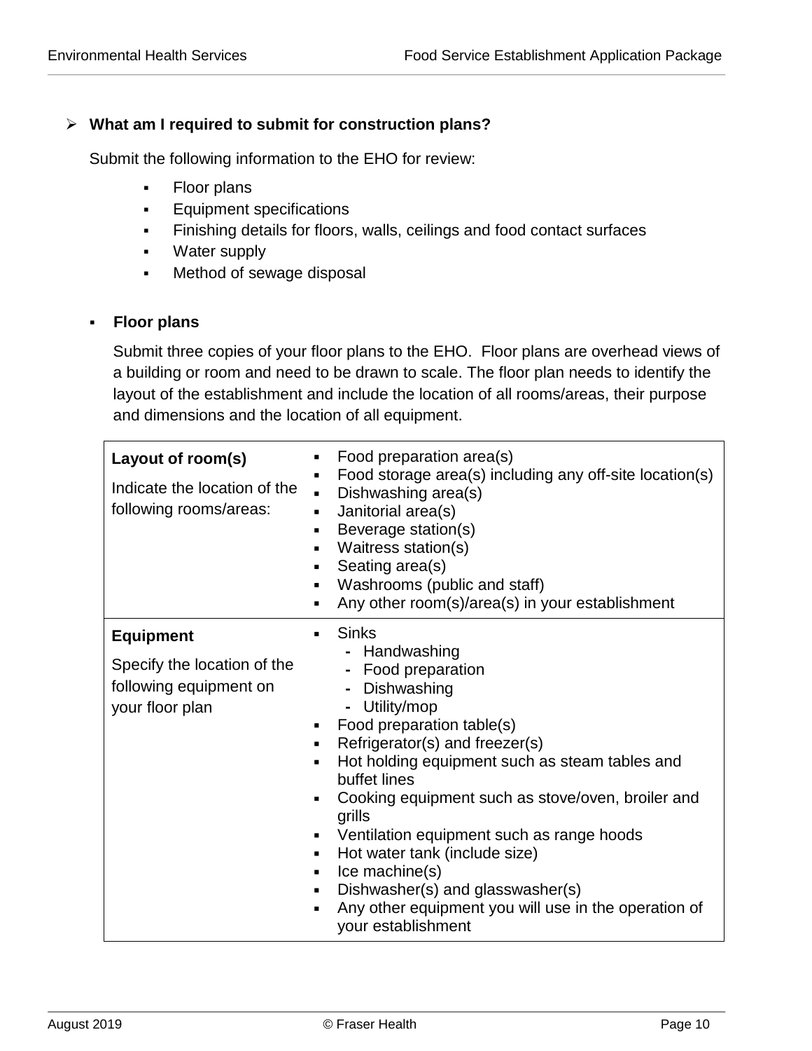- **What am I required to submit for construction plans?**

  Submit the following information to the EHO for review:

  - Floor plans
  - Equipment specifications
  - Finishing details for floors, walls, ceilings and food contact surfaces
  - Water supply
  - Method of sewage disposal

- **Floor plans**

  Submit three copies of your floor plans to the EHO. Floor plans are overhead views of a building or room and need to be drawn to scale. The floor plan needs to identify the layout of the establishment and include the location of all rooms/areas, their purpose and dimensions and the location of all equipment.

| | |
|---|---|
| **Layout of room(s)**<br><br>Indicate the location of the following rooms/areas: | ▪ Food preparation area(s)<br>▪ Food storage area(s) including any off-site location(s)<br>▪ Dishwashing area(s)<br>▪ Janitorial area(s)<br>▪ Beverage station(s)<br>▪ Waitress station(s)<br>▪ Seating area(s)<br>▪ Washrooms (public and staff)<br>▪ Any other room(s)/area(s) in your establishment |
| **Equipment**<br><br>Specify the location of the following equipment on your floor plan | ▪ Sinks<br>&nbsp;&nbsp;- Handwashing<br>&nbsp;&nbsp;- Food preparation<br>&nbsp;&nbsp;- Dishwashing<br>&nbsp;&nbsp;- Utility/mop<br>▪ Food preparation table(s)<br>▪ Refrigerator(s) and freezer(s)<br>▪ Hot holding equipment such as steam tables and buffet lines<br>▪ Cooking equipment such as stove/oven, broiler and grills<br>▪ Ventilation equipment such as range hoods<br>▪ Hot water tank (include size)<br>▪ Ice machine(s)<br>▪ Dishwasher(s) and glasswasher(s)<br>▪ Any other equipment you will use in the operation of your establishment |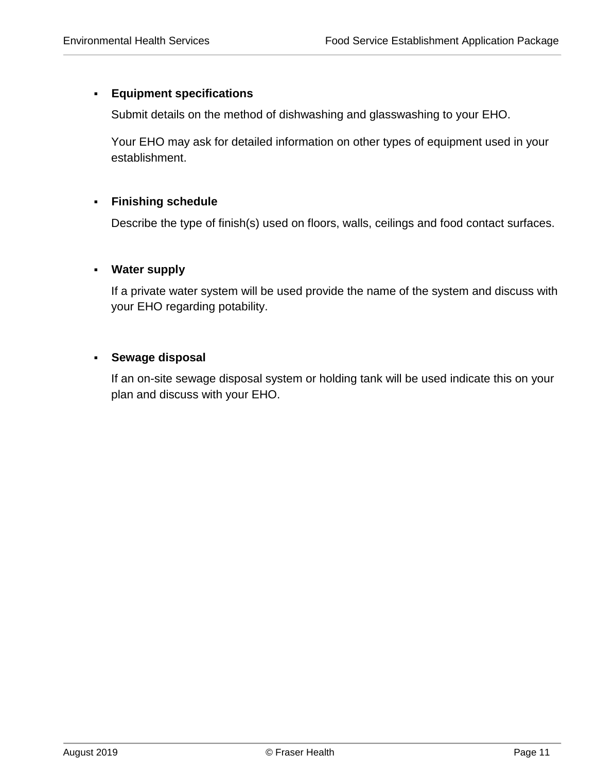- **Equipment specifications**

  Submit details on the method of dishwashing and glasswashing to your EHO.

  Your EHO may ask for detailed information on other types of equipment used in your establishment.

- **Finishing schedule**

  Describe the type of finish(s) used on floors, walls, ceilings and food contact surfaces.

- **Water supply**

  If a private water system will be used provide the name of the system and discuss with your EHO regarding potability.

- **Sewage disposal**

  If an on-site sewage disposal system or holding tank will be used indicate this on your plan and discuss with your EHO.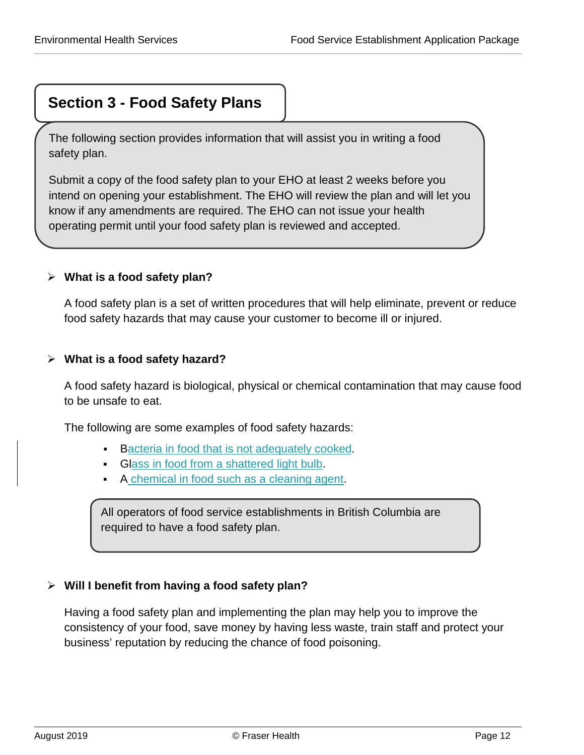## Section 3 - Food Safety Plans

The following section provides information that will assist you in writing a food safety plan.

Submit a copy of the food safety plan to your EHO at least 2 weeks before you intend on opening your establishment. The EHO will review the plan and will let you know if any amendments are required. The EHO can not issue your health operating permit until your food safety plan is reviewed and accepted.

- **What is a food safety plan?**

  A food safety plan is a set of written procedures that will help eliminate, prevent or reduce food safety hazards that may cause your customer to become ill or injured.

- **What is a food safety hazard?**

  A food safety hazard is biological, physical or chemical contamination that may cause food to be unsafe to eat.

  The following are some examples of food safety hazards:

  - Bacteria in food that is not adequately cooked.
  - Glass in food from a shattered light bulb.
  - A chemical in food such as a cleaning agent.

> All operators of food service establishments in British Columbia are required to have a food safety plan.

- **Will I benefit from having a food safety plan?**

  Having a food safety plan and implementing the plan may help you to improve the consistency of your food, save money by having less waste, train staff and protect your business' reputation by reducing the chance of food poisoning.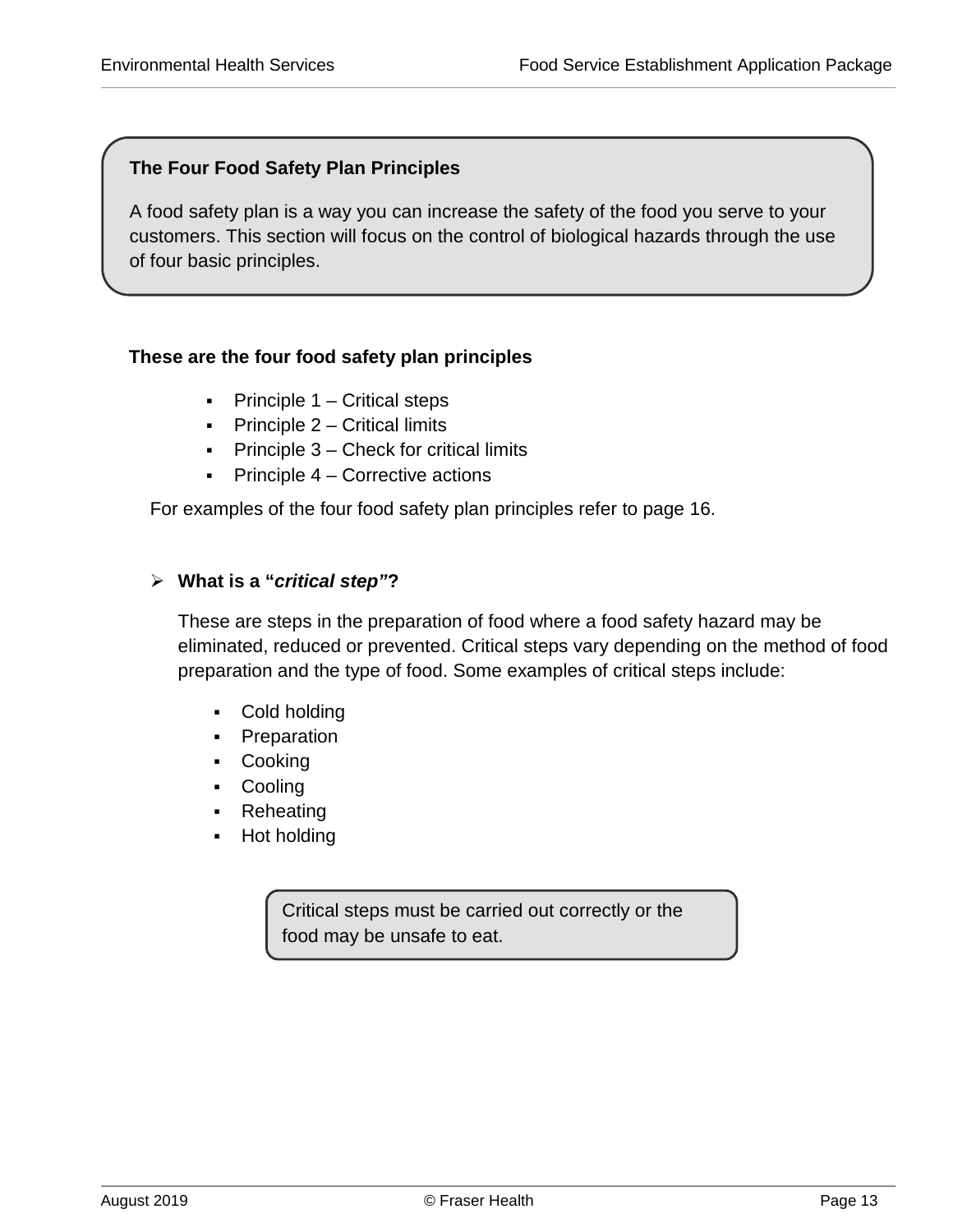**The Four Food Safety Plan Principles**

A food safety plan is a way you can increase the safety of the food you serve to your customers. This section will focus on the control of biological hazards through the use of four basic principles.

**These are the four food safety plan principles**

- Principle 1 – Critical steps
- Principle 2 – Critical limits
- Principle 3 – Check for critical limits
- Principle 4 – Corrective actions

For examples of the four food safety plan principles refer to page 16.

- **What is a "*critical step"*?**

  These are steps in the preparation of food where a food safety hazard may be eliminated, reduced or prevented. Critical steps vary depending on the method of food preparation and the type of food. Some examples of critical steps include:

  - Cold holding
  - Preparation
  - Cooking
  - Cooling
  - Reheating
  - Hot holding

Critical steps must be carried out correctly or the food may be unsafe to eat.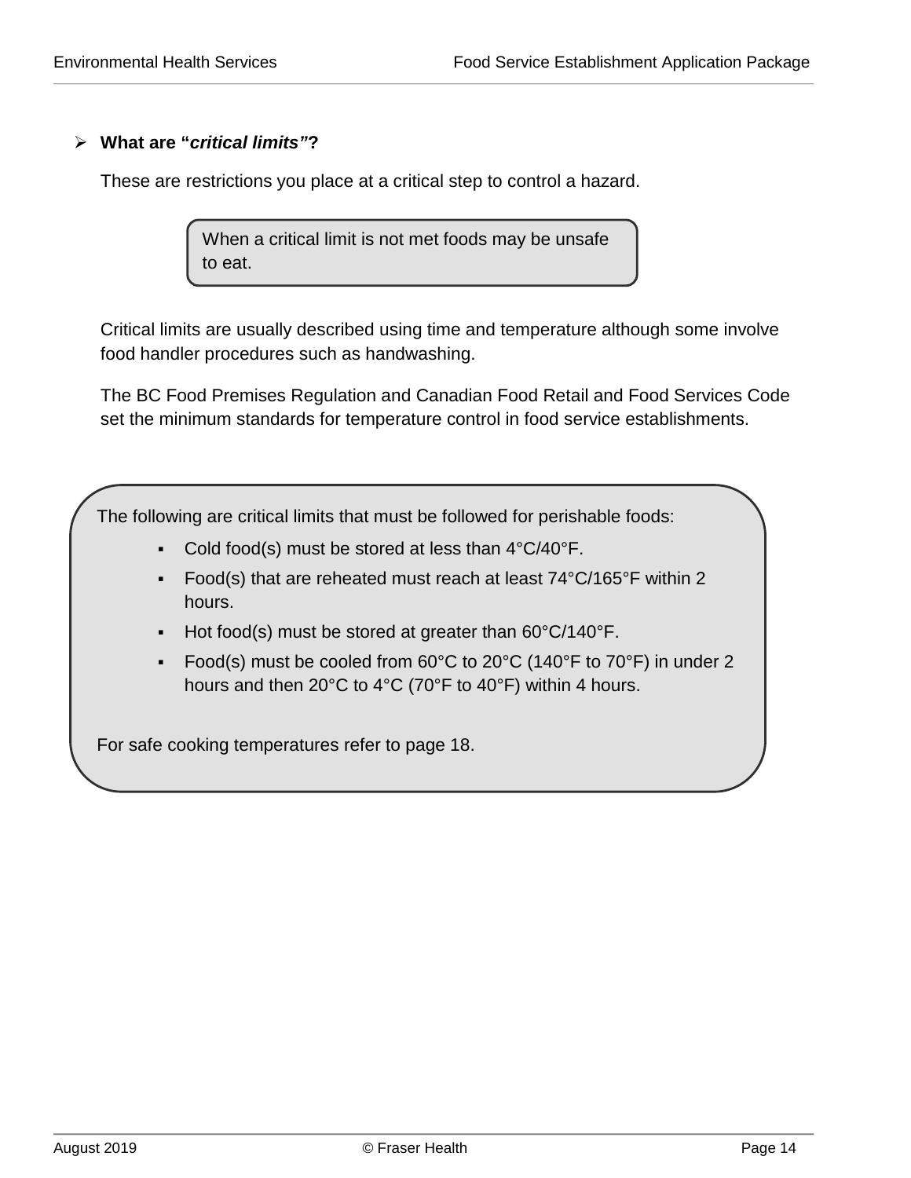### What are “*critical limits*”?

These are restrictions you place at a critical step to control a hazard.

> When a critical limit is not met foods may be unsafe to eat.

Critical limits are usually described using time and temperature although some involve food handler procedures such as handwashing.

The BC Food Premises Regulation and Canadian Food Retail and Food Services Code set the minimum standards for temperature control in food service establishments.

> The following are critical limits that must be followed for perishable foods:
>
> - Cold food(s) must be stored at less than 4°C/40°F.
> - Food(s) that are reheated must reach at least 74°C/165°F within 2 hours.
> - Hot food(s) must be stored at greater than 60°C/140°F.
> - Food(s) must be cooled from 60°C to 20°C (140°F to 70°F) in under 2 hours and then 20°C to 4°C (70°F to 40°F) within 4 hours.
>
> For safe cooking temperatures refer to page 18.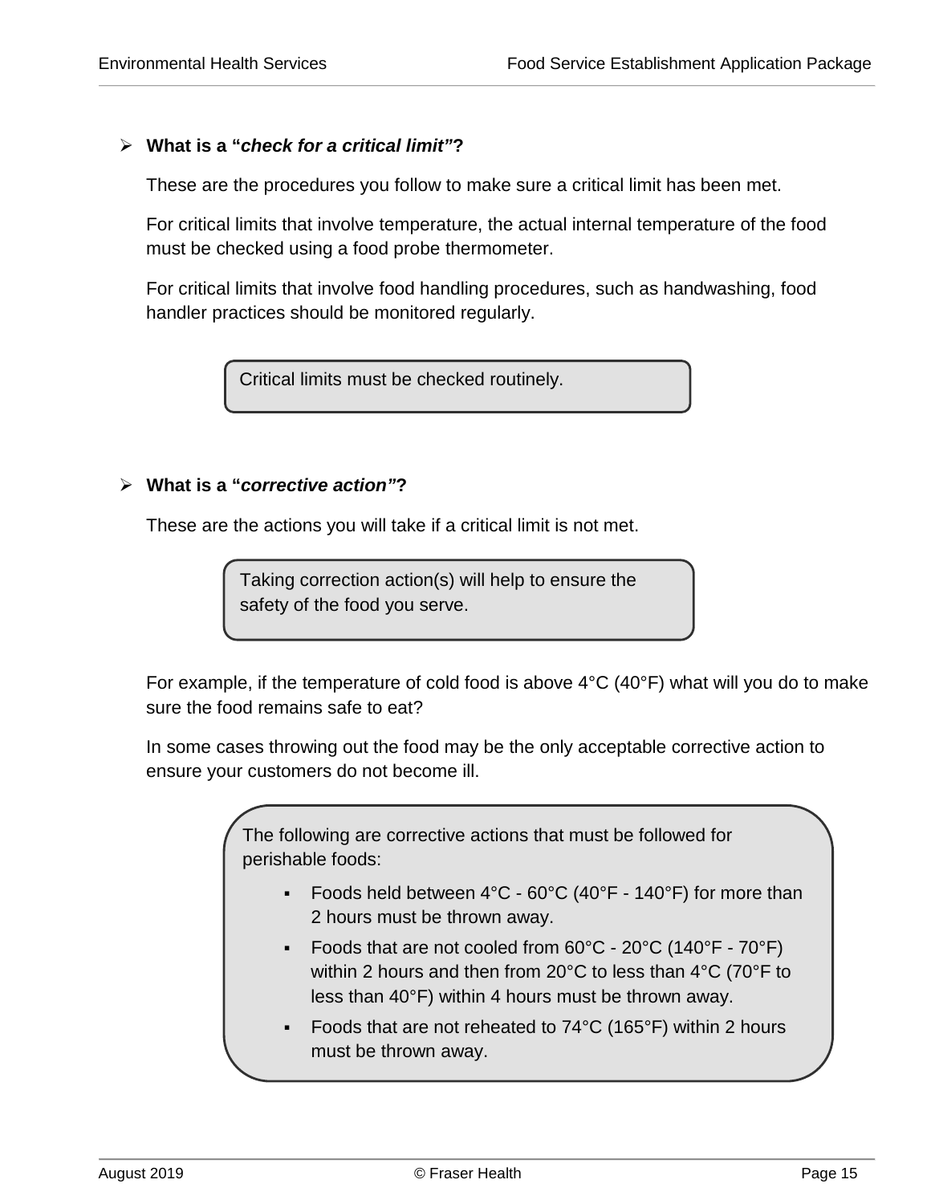- **What is a “*check for a critical limit*”?**

  These are the procedures you follow to make sure a critical limit has been met.

  For critical limits that involve temperature, the actual internal temperature of the food must be checked using a food probe thermometer.

  For critical limits that involve food handling procedures, such as handwashing, food handler practices should be monitored regularly.

> Critical limits must be checked routinely.

- **What is a “*corrective action*”?**

  These are the actions you will take if a critical limit is not met.

> Taking correction action(s) will help to ensure the safety of the food you serve.

For example, if the temperature of cold food is above 4°C (40°F) what will you do to make sure the food remains safe to eat?

In some cases throwing out the food may be the only acceptable corrective action to ensure your customers do not become ill.

> The following are corrective actions that must be followed for perishable foods:
>
> - Foods held between 4°C - 60°C (40°F - 140°F) for more than 2 hours must be thrown away.
> - Foods that are not cooled from 60°C - 20°C (140°F - 70°F) within 2 hours and then from 20°C to less than 4°C (70°F to less than 40°F) within 4 hours must be thrown away.
> - Foods that are not reheated to 74°C (165°F) within 2 hours must be thrown away.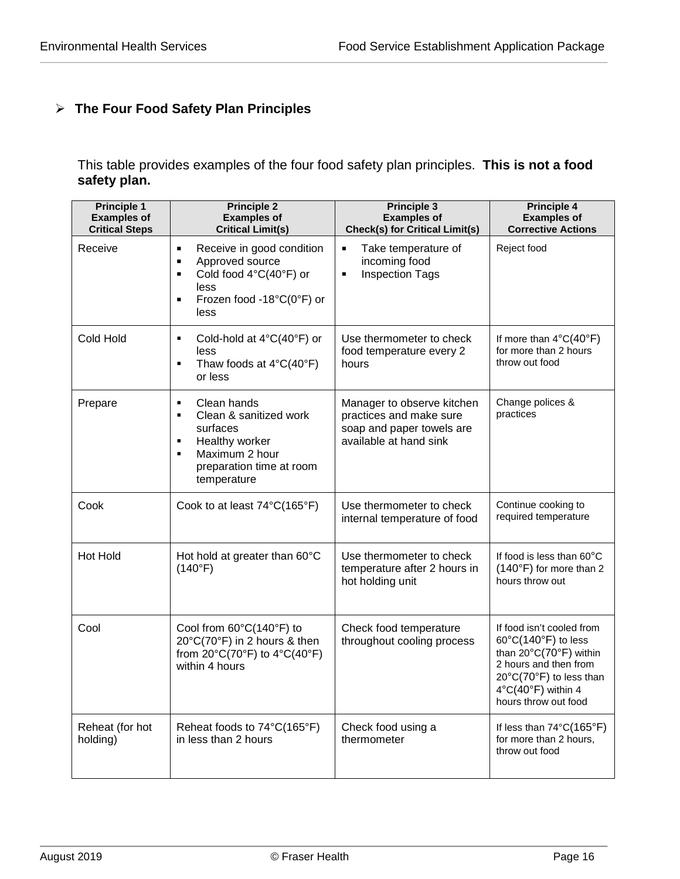## The Four Food Safety Plan Principles

This table provides examples of the four food safety plan principles. **This is not a food safety plan.**

| Principle 1<br>Examples of<br>Critical Steps | Principle 2<br>Examples of<br>Critical Limit(s) | Principle 3<br>Examples of<br>Check(s) for Critical Limit(s) | Principle 4<br>Examples of<br>Corrective Actions |
|---|---|---|---|
| Receive | ▪ Receive in good condition<br>▪ Approved source<br>▪ Cold food 4°C(40°F) or less<br>▪ Frozen food -18°C(0°F) or less | ▪ Take temperature of incoming food<br>▪ Inspection Tags | Reject food |
| Cold Hold | ▪ Cold-hold at 4°C(40°F) or less<br>▪ Thaw foods at 4°C(40°F) or less | Use thermometer to check food temperature every 2 hours | If more than 4°C(40°F) for more than 2 hours throw out food |
| Prepare | ▪ Clean hands<br>▪ Clean & sanitized work surfaces<br>▪ Healthy worker<br>▪ Maximum 2 hour preparation time at room temperature | Manager to observe kitchen practices and make sure soap and paper towels are available at hand sink | Change polices & practices |
| Cook | Cook to at least 74°C(165°F) | Use thermometer to check internal temperature of food | Continue cooking to required temperature |
| Hot Hold | Hot hold at greater than 60°C (140°F) | Use thermometer to check temperature after 2 hours in hot holding unit | If food is less than 60°C (140°F) for more than 2 hours throw out |
| Cool | Cool from 60°C(140°F) to 20°C(70°F) in 2 hours & then from 20°C(70°F) to 4°C(40°F) within 4 hours | Check food temperature throughout cooling process | If food isn't cooled from 60°C(140°F) to less than 20°C(70°F) within 2 hours and then from 20°C(70°F) to less than 4°C(40°F) within 4 hours throw out food |
| Reheat (for hot holding) | Reheat foods to 74°C(165°F) in less than 2 hours | Check food using a thermometer | If less than 74°C(165°F) for more than 2 hours, throw out food |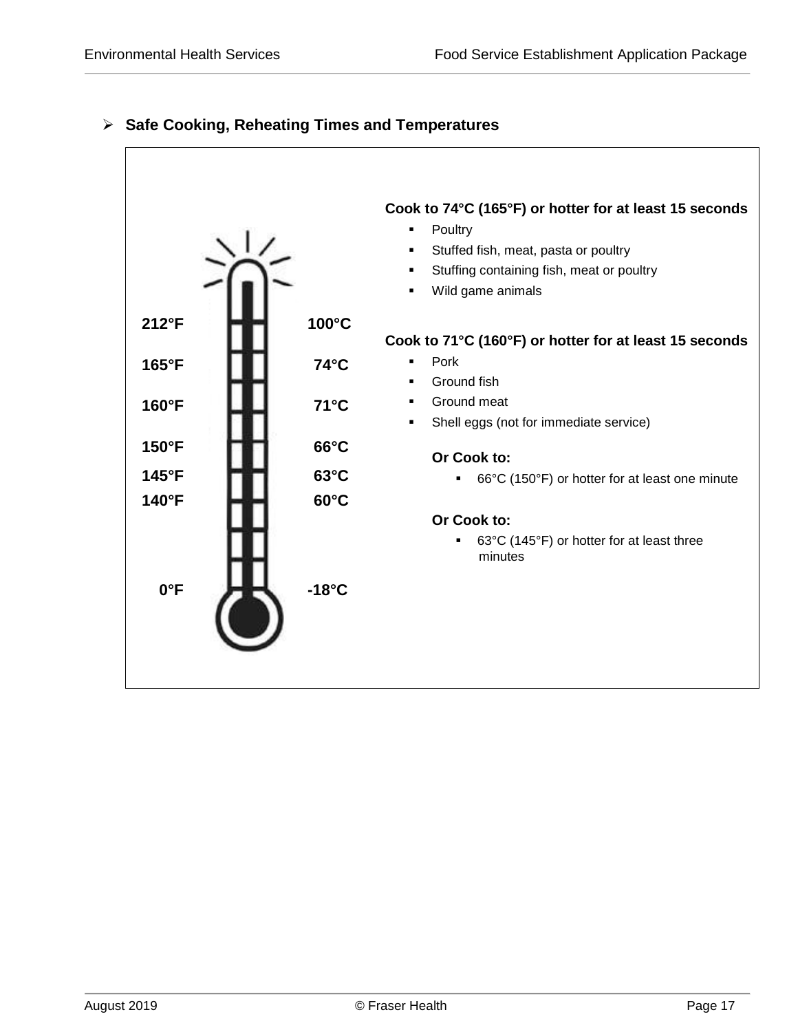- **Safe Cooking, Reheating Times and Temperatures**

| °F | °C |
|---|---|
| 212°F | 100°C |
| 165°F | 74°C |
| 160°F | 71°C |
| 150°F | 66°C |
| 145°F | 63°C |
| 140°F | 60°C |
| 0°F | -18°C |

**Cook to 74°C (165°F) or hotter for at least 15 seconds**

- Poultry
- Stuffed fish, meat, pasta or poultry
- Stuffing containing fish, meat or poultry
- Wild game animals

**Cook to 71°C (160°F) or hotter for at least 15 seconds**

- Pork
- Ground fish
- Ground meat
- Shell eggs (not for immediate service)

**Or Cook to:**

- 66°C (150°F) or hotter for at least one minute

**Or Cook to:**

- 63°C (145°F) or hotter for at least three minutes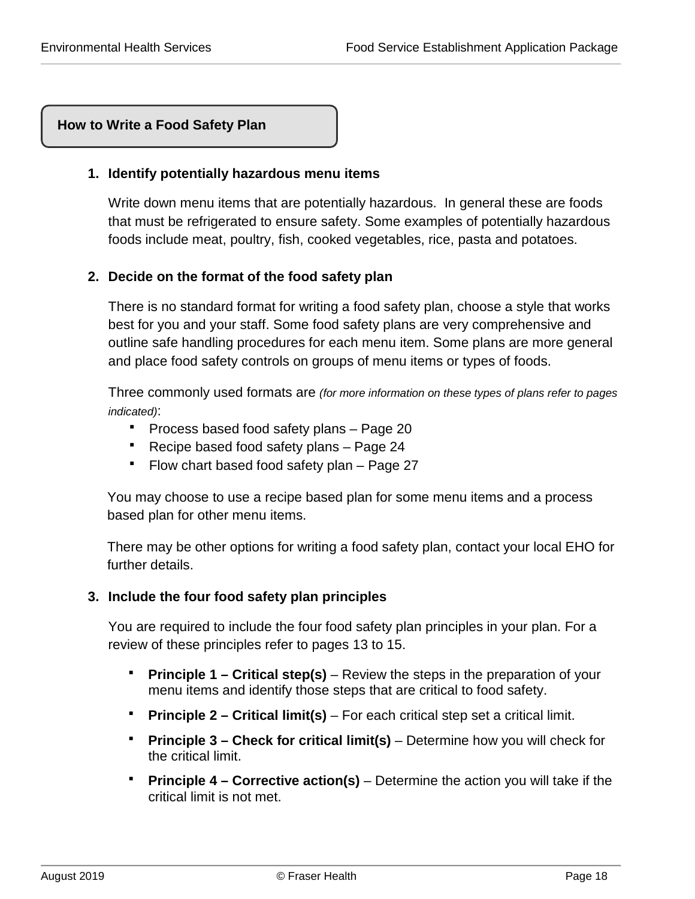## How to Write a Food Safety Plan

1. **Identify potentially hazardous menu items**

   Write down menu items that are potentially hazardous. In general these are foods that must be refrigerated to ensure safety. Some examples of potentially hazardous foods include meat, poultry, fish, cooked vegetables, rice, pasta and potatoes.

2. **Decide on the format of the food safety plan**

   There is no standard format for writing a food safety plan, choose a style that works best for you and your staff. Some food safety plans are very comprehensive and outline safe handling procedures for each menu item. Some plans are more general and place food safety controls on groups of menu items or types of foods.

   Three commonly used formats are *(for more information on these types of plans refer to pages indicated)*:

   - Process based food safety plans – Page 20
   - Recipe based food safety plans – Page 24
   - Flow chart based food safety plan – Page 27

   You may choose to use a recipe based plan for some menu items and a process based plan for other menu items.

   There may be other options for writing a food safety plan, contact your local EHO for further details.

3. **Include the four food safety plan principles**

   You are required to include the four food safety plan principles in your plan. For a review of these principles refer to pages 13 to 15.

   - **Principle 1 – Critical step(s)** – Review the steps in the preparation of your menu items and identify those steps that are critical to food safety.
   - **Principle 2 – Critical limit(s)** – For each critical step set a critical limit.
   - **Principle 3 – Check for critical limit(s)** – Determine how you will check for the critical limit.
   - **Principle 4 – Corrective action(s)** – Determine the action you will take if the critical limit is not met.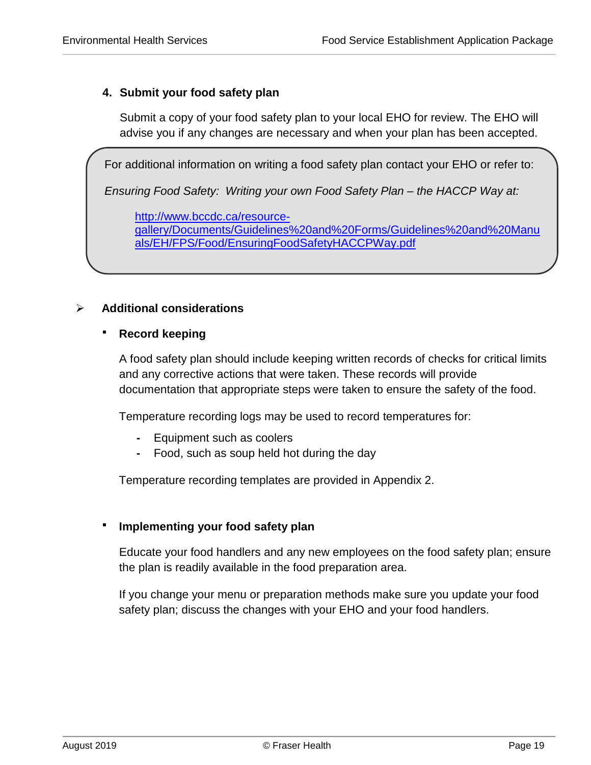### 4. Submit your food safety plan

Submit a copy of your food safety plan to your local EHO for review. The EHO will advise you if any changes are necessary and when your plan has been accepted.

> For additional information on writing a food safety plan contact your EHO or refer to:
>
> *Ensuring Food Safety: Writing your own Food Safety Plan – the HACCP Way at:*
>
> [http://www.bccdc.ca/resource-gallery/Documents/Guidelines%20and%20Forms/Guidelines%20and%20Manuals/EH/FPS/Food/EnsuringFoodSafetyHACCPWay.pdf](http://www.bccdc.ca/resource-gallery/Documents/Guidelines%20and%20Forms/Guidelines%20and%20Manuals/EH/FPS/Food/EnsuringFoodSafetyHACCPWay.pdf)

- **Additional considerations**

  - **Record keeping**

    A food safety plan should include keeping written records of checks for critical limits and any corrective actions that were taken. These records will provide documentation that appropriate steps were taken to ensure the safety of the food.

    Temperature recording logs may be used to record temperatures for:

    - Equipment such as coolers
    - Food, such as soup held hot during the day

    Temperature recording templates are provided in Appendix 2.

  - **Implementing your food safety plan**

    Educate your food handlers and any new employees on the food safety plan; ensure the plan is readily available in the food preparation area.

    If you change your menu or preparation methods make sure you update your food safety plan; discuss the changes with your EHO and your food handlers.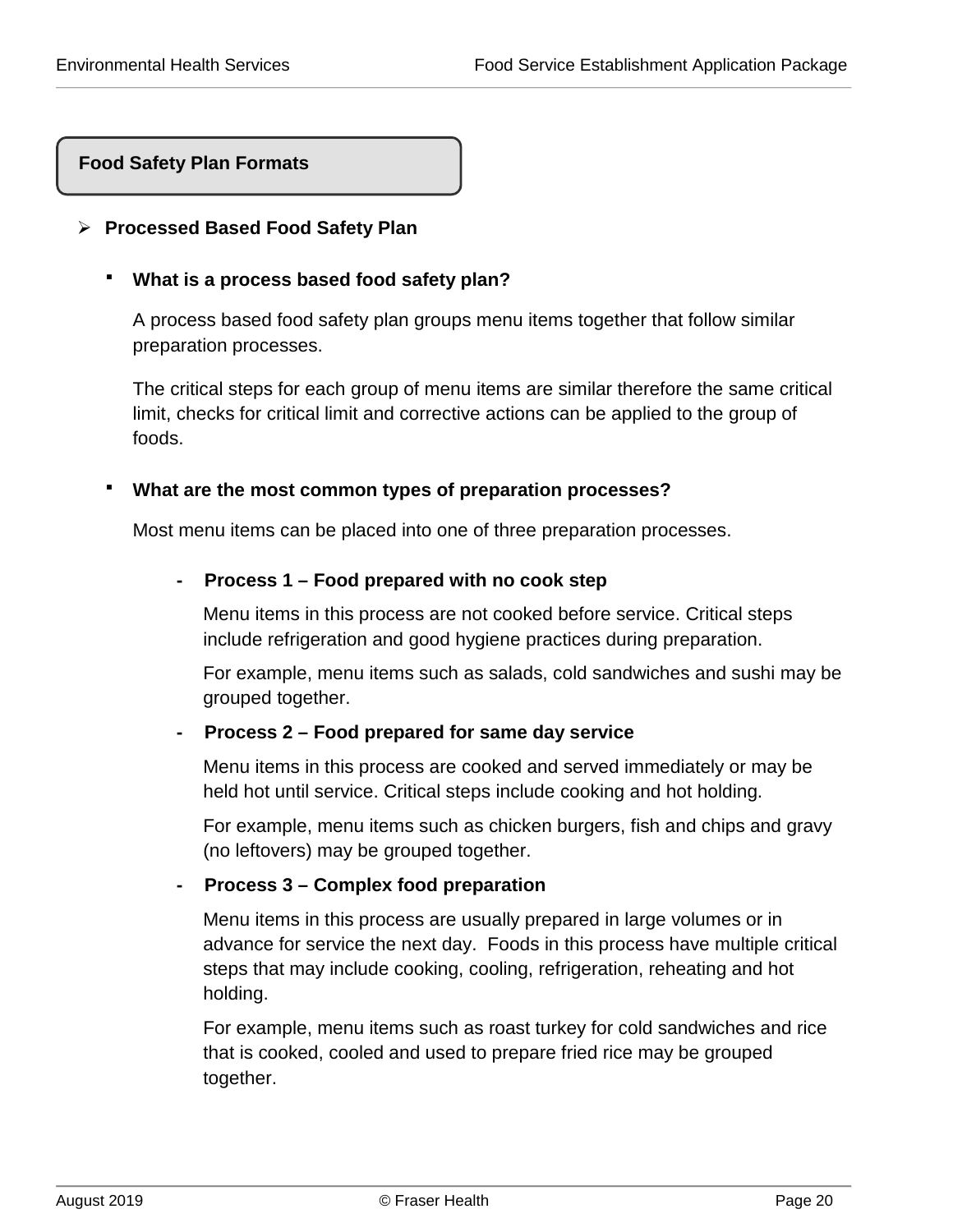## Food Safety Plan Formats

- **Processed Based Food Safety Plan**

  - **What is a process based food safety plan?**

    A process based food safety plan groups menu items together that follow similar preparation processes.

    The critical steps for each group of menu items are similar therefore the same critical limit, checks for critical limit and corrective actions can be applied to the group of foods.

  - **What are the most common types of preparation processes?**

    Most menu items can be placed into one of three preparation processes.

    - **Process 1 – Food prepared with no cook step**

      Menu items in this process are not cooked before service. Critical steps include refrigeration and good hygiene practices during preparation.

      For example, menu items such as salads, cold sandwiches and sushi may be grouped together.

    - **Process 2 – Food prepared for same day service**

      Menu items in this process are cooked and served immediately or may be held hot until service. Critical steps include cooking and hot holding.

      For example, menu items such as chicken burgers, fish and chips and gravy (no leftovers) may be grouped together.

    - **Process 3 – Complex food preparation**

      Menu items in this process are usually prepared in large volumes or in advance for service the next day. Foods in this process have multiple critical steps that may include cooking, cooling, refrigeration, reheating and hot holding.

      For example, menu items such as roast turkey for cold sandwiches and rice that is cooked, cooled and used to prepare fried rice may be grouped together.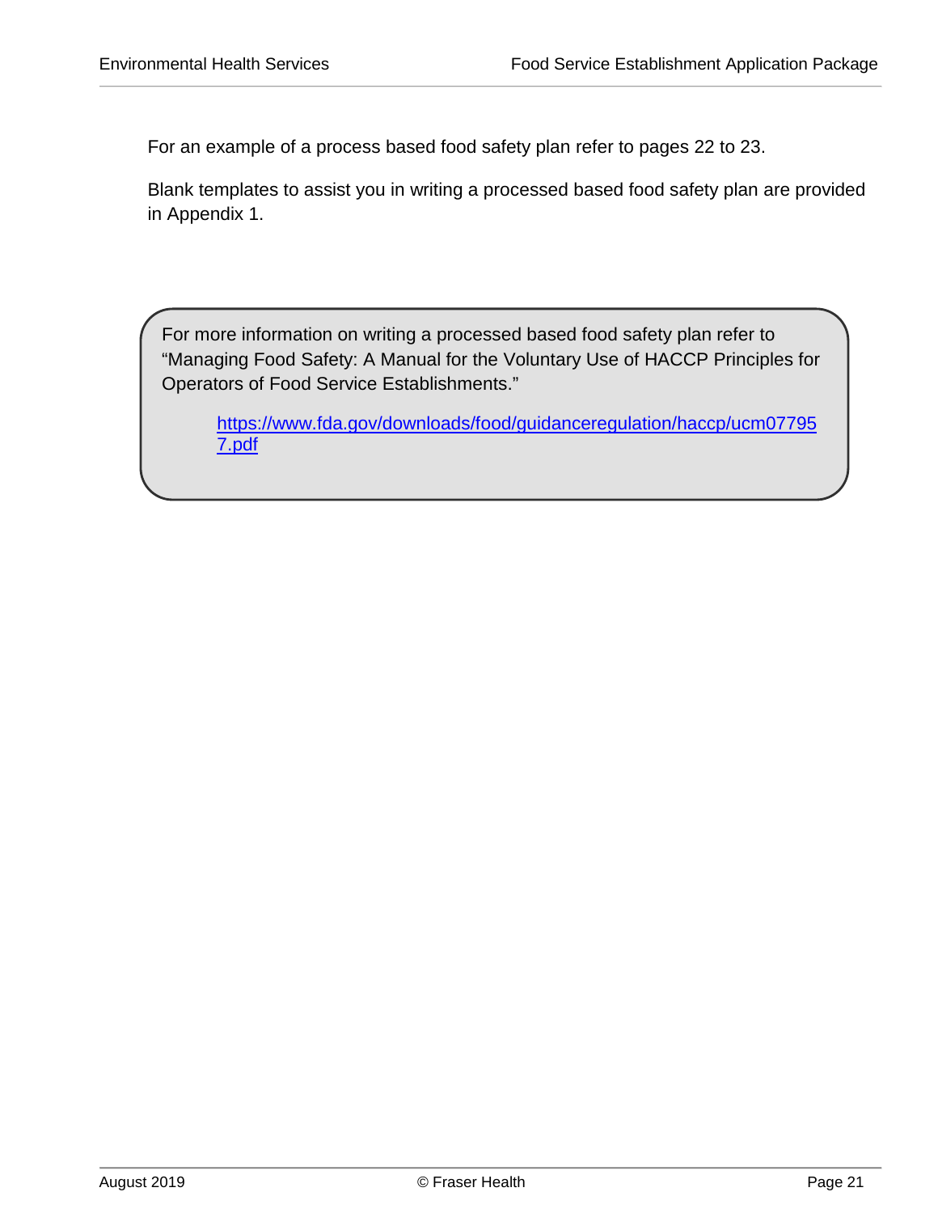For an example of a process based food safety plan refer to pages 22 to 23.

Blank templates to assist you in writing a processed based food safety plan are provided in Appendix 1.

> For more information on writing a processed based food safety plan refer to "Managing Food Safety: A Manual for the Voluntary Use of HACCP Principles for Operators of Food Service Establishments."
>
> https://www.fda.gov/downloads/food/guidanceregulation/haccp/ucm077957.pdf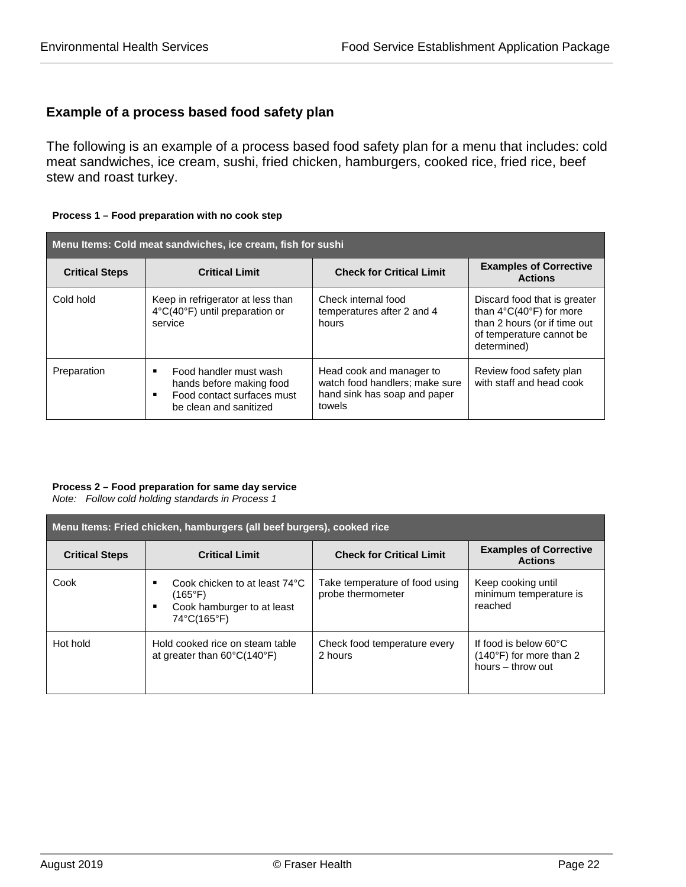### Example of a process based food safety plan

The following is an example of a process based food safety plan for a menu that includes: cold meat sandwiches, ice cream, sushi, fried chicken, hamburgers, cooked rice, fried rice, beef stew and roast turkey.

**Process 1 – Food preparation with no cook step**

| Menu Items: Cold meat sandwiches, ice cream, fish for sushi | | | |
|---|---|---|---|
| **Critical Steps** | **Critical Limit** | **Check for Critical Limit** | **Examples of Corrective Actions** |
| Cold hold | Keep in refrigerator at less than 4°C(40°F) until preparation or service | Check internal food temperatures after 2 and 4 hours | Discard food that is greater than 4°C(40°F) for more than 2 hours (or if time out of temperature cannot be determined) |
| Preparation | ▪ Food handler must wash hands before making food<br>▪ Food contact surfaces must be clean and sanitized | Head cook and manager to watch food handlers; make sure hand sink has soap and paper towels | Review food safety plan with staff and head cook |

**Process 2 – Food preparation for same day service**
*Note: Follow cold holding standards in Process 1*

| Menu Items: Fried chicken, hamburgers (all beef burgers), cooked rice | | | |
|---|---|---|---|
| **Critical Steps** | **Critical Limit** | **Check for Critical Limit** | **Examples of Corrective Actions** |
| Cook | ▪ Cook chicken to at least 74°C (165°F)<br>▪ Cook hamburger to at least 74°C(165°F) | Take temperature of food using probe thermometer | Keep cooking until minimum temperature is reached |
| Hot hold | Hold cooked rice on steam table at greater than 60°C(140°F) | Check food temperature every 2 hours | If food is below 60°C (140°F) for more than 2 hours – throw out |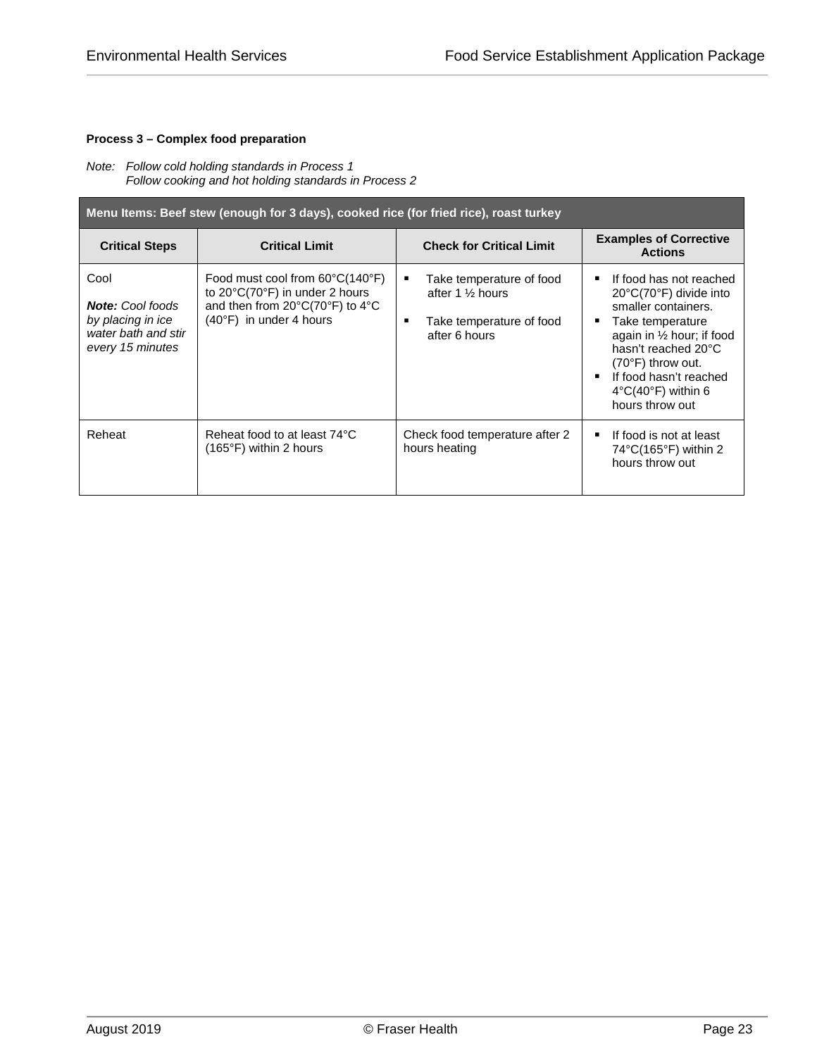**Process 3 – Complex food preparation**

*Note: Follow cold holding standards in Process 1*
*Follow cooking and hot holding standards in Process 2*

| Menu Items: Beef stew (enough for 3 days), cooked rice (for fried rice), roast turkey | | | |
|---|---|---|---|
| **Critical Steps** | **Critical Limit** | **Check for Critical Limit** | **Examples of Corrective Actions** |
| Cool<br><br>***Note:*** *Cool foods by placing in ice water bath and stir every 15 minutes* | Food must cool from 60°C(140°F) to 20°C(70°F) in under 2 hours and then from 20°C(70°F) to 4°C (40°F) in under 4 hours | ▪ Take temperature of food after 1 ½ hours<br><br>▪ Take temperature of food after 6 hours | ▪ If food has not reached 20°C(70°F) divide into smaller containers.<br>▪ Take temperature again in ½ hour; if food hasn't reached 20°C (70°F) throw out.<br>▪ If food hasn't reached 4°C(40°F) within 6 hours throw out |
| Reheat | Reheat food to at least 74°C (165°F) within 2 hours | Check food temperature after 2 hours heating | ▪ If food is not at least 74°C(165°F) within 2 hours throw out |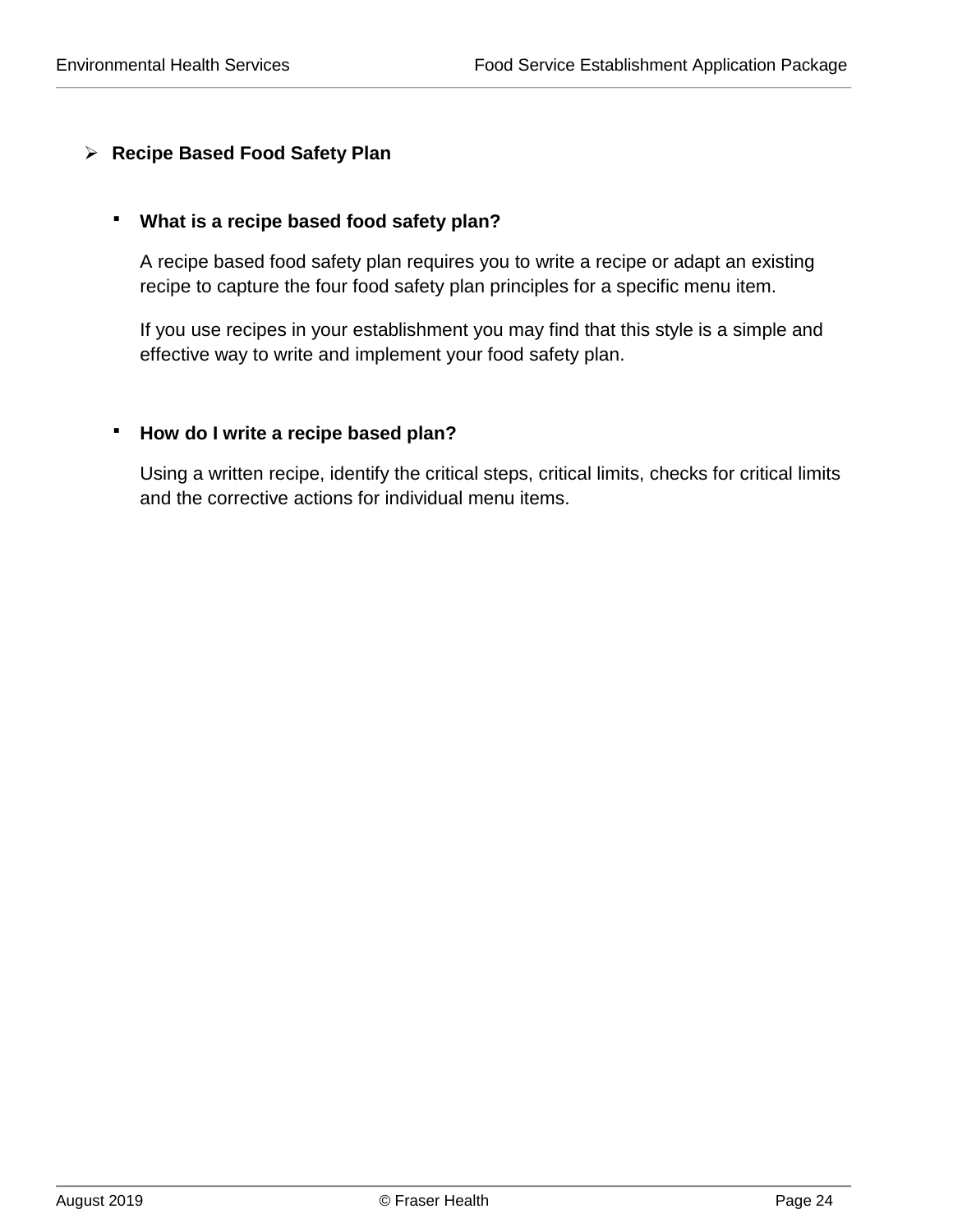- **Recipe Based Food Safety Plan**

  - **What is a recipe based food safety plan?**

    A recipe based food safety plan requires you to write a recipe or adapt an existing recipe to capture the four food safety plan principles for a specific menu item.

    If you use recipes in your establishment you may find that this style is a simple and effective way to write and implement your food safety plan.

  - **How do I write a recipe based plan?**

    Using a written recipe, identify the critical steps, critical limits, checks for critical limits and the corrective actions for individual menu items.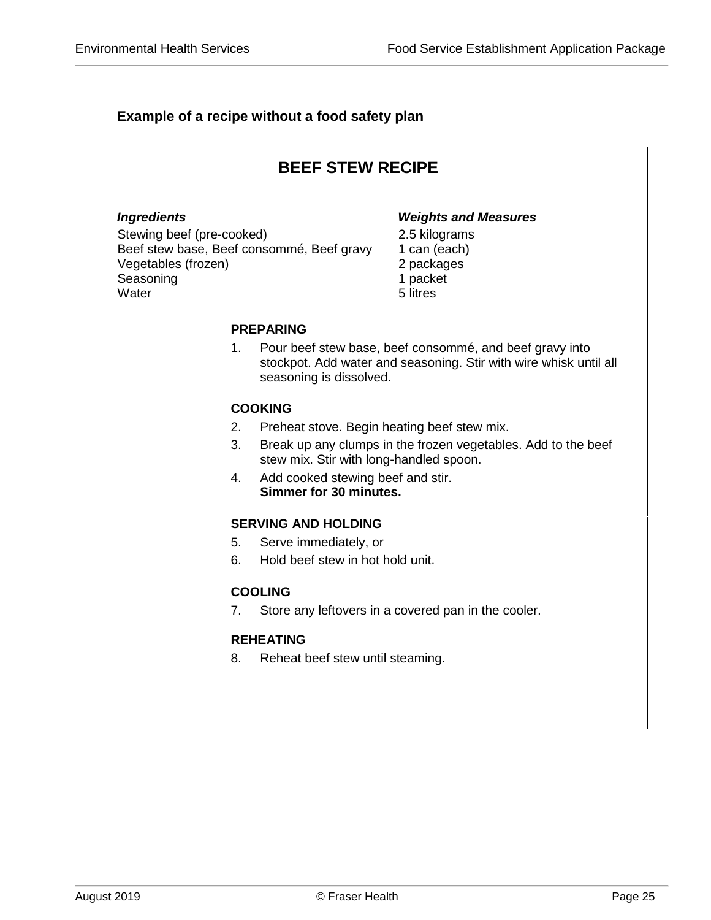**Example of a recipe without a food safety plan**

## BEEF STEW RECIPE

| *Ingredients* | *Weights and Measures* |
| --- | --- |
| Stewing beef (pre-cooked) | 2.5 kilograms |
| Beef stew base, Beef consommé, Beef gravy | 1 can (each) |
| Vegetables (frozen) | 2 packages |
| Seasoning | 1 packet |
| Water | 5 litres |

**PREPARING**

1. Pour beef stew base, beef consommé, and beef gravy into stockpot. Add water and seasoning. Stir with wire whisk until all seasoning is dissolved.

**COOKING**

2. Preheat stove. Begin heating beef stew mix.
3. Break up any clumps in the frozen vegetables. Add to the beef stew mix. Stir with long-handled spoon.
4. Add cooked stewing beef and stir.
   **Simmer for 30 minutes.**

**SERVING AND HOLDING**

5. Serve immediately, or
6. Hold beef stew in hot hold unit.

**COOLING**

7. Store any leftovers in a covered pan in the cooler.

**REHEATING**

8. Reheat beef stew until steaming.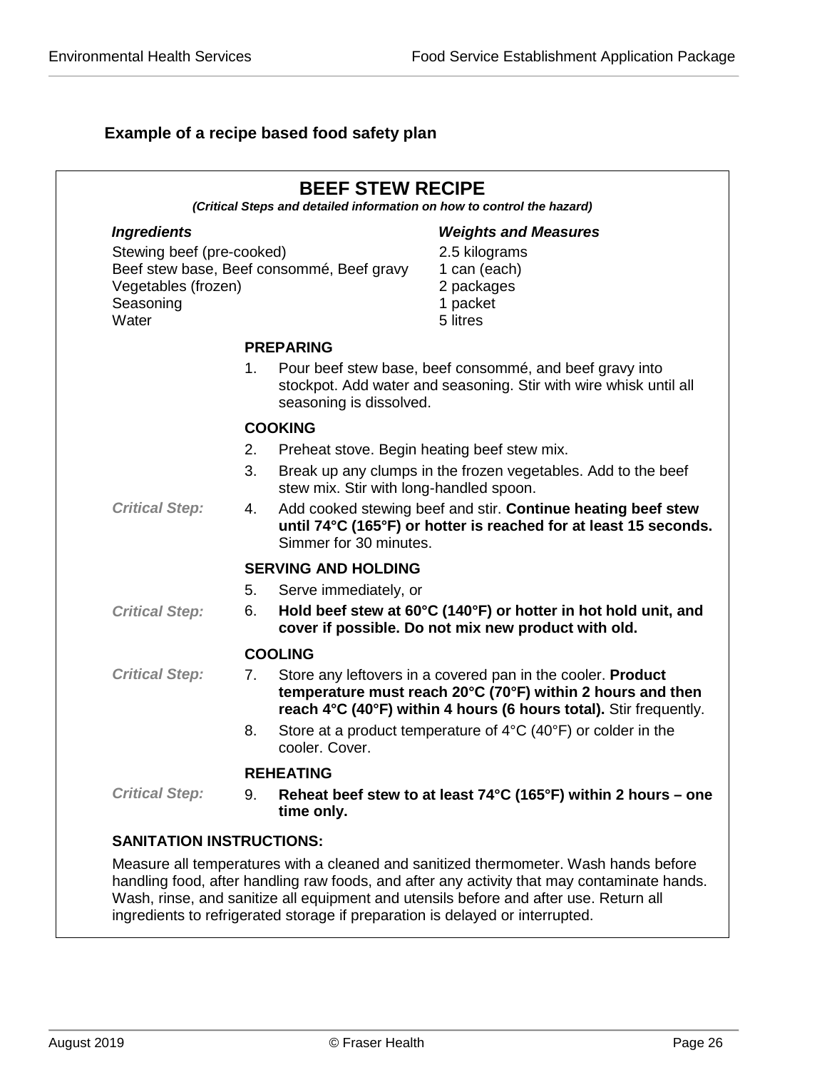### Example of a recipe based food safety plan

## BEEF STEW RECIPE

***(Critical Steps and detailed information on how to control the hazard)***

| *Ingredients* | *Weights and Measures* |
| --- | --- |
| Stewing beef (pre-cooked) | 2.5 kilograms |
| Beef stew base, Beef consommé, Beef gravy | 1 can (each) |
| Vegetables (frozen) | 2 packages |
| Seasoning | 1 packet |
| Water | 5 litres |

**PREPARING**

1. Pour beef stew base, beef consommé, and beef gravy into stockpot. Add water and seasoning. Stir with wire whisk until all seasoning is dissolved.

**COOKING**

2. Preheat stove. Begin heating beef stew mix.
3. Break up any clumps in the frozen vegetables. Add to the beef stew mix. Stir with long-handled spoon.

***Critical Step:***

4. Add cooked stewing beef and stir. **Continue heating beef stew until 74°C (165°F) or hotter is reached for at least 15 seconds.** Simmer for 30 minutes.

**SERVING AND HOLDING**

5. Serve immediately, or

***Critical Step:***

6. **Hold beef stew at 60°C (140°F) or hotter in hot hold unit, and cover if possible. Do not mix new product with old.**

**COOLING**

***Critical Step:***

7. Store any leftovers in a covered pan in the cooler. **Product temperature must reach 20°C (70°F) within 2 hours and then reach 4°C (40°F) within 4 hours (6 hours total).** Stir frequently.
8. Store at a product temperature of 4°C (40°F) or colder in the cooler. Cover.

**REHEATING**

***Critical Step:***

9. **Reheat beef stew to at least 74°C (165°F) within 2 hours – one time only.**

**SANITATION INSTRUCTIONS:**

Measure all temperatures with a cleaned and sanitized thermometer. Wash hands before handling food, after handling raw foods, and after any activity that may contaminate hands. Wash, rinse, and sanitize all equipment and utensils before and after use. Return all ingredients to refrigerated storage if preparation is delayed or interrupted.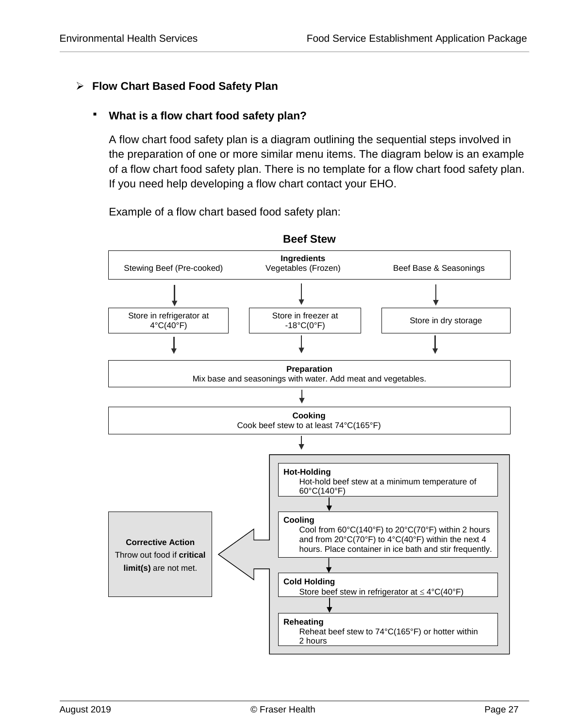## Flow Chart Based Food Safety Plan

### What is a flow chart food safety plan?

A flow chart food safety plan is a diagram outlining the sequential steps involved in the preparation of one or more similar menu items. The diagram below is an example of a flow chart food safety plan. There is no template for a flow chart food safety plan. If you need help developing a flow chart contact your EHO.

Example of a flow chart based food safety plan:

**Beef Stew**

**Ingredients**

Stewing Beef (Pre-cooked) | Vegetables (Frozen) | Beef Base & Seasonings

↓

Store in refrigerator at 4°C(40°F) | Store in freezer at -18°C(0°F) | Store in dry storage

↓

**Preparation**
Mix base and seasonings with water. Add meat and vegetables.

↓

**Cooking**
Cook beef stew to at least 74°C(165°F)

↓

**Hot-Holding**
Hot-hold beef stew at a minimum temperature of 60°C(140°F)

↓

**Cooling**
Cool from 60°C(140°F) to 20°C(70°F) within 2 hours and from 20°C(70°F) to 4°C(40°F) within the next 4 hours. Place container in ice bath and stir frequently.

↓

**Cold Holding**
Store beef stew in refrigerator at ≤ 4°C(40°F)

↓

**Reheating**
Reheat beef stew to 74°C(165°F) or hotter within 2 hours

**Corrective Action** (applies to Hot-Holding, Cooling, Cold Holding, and Reheating)
Throw out food if **critical limit(s)** are not met.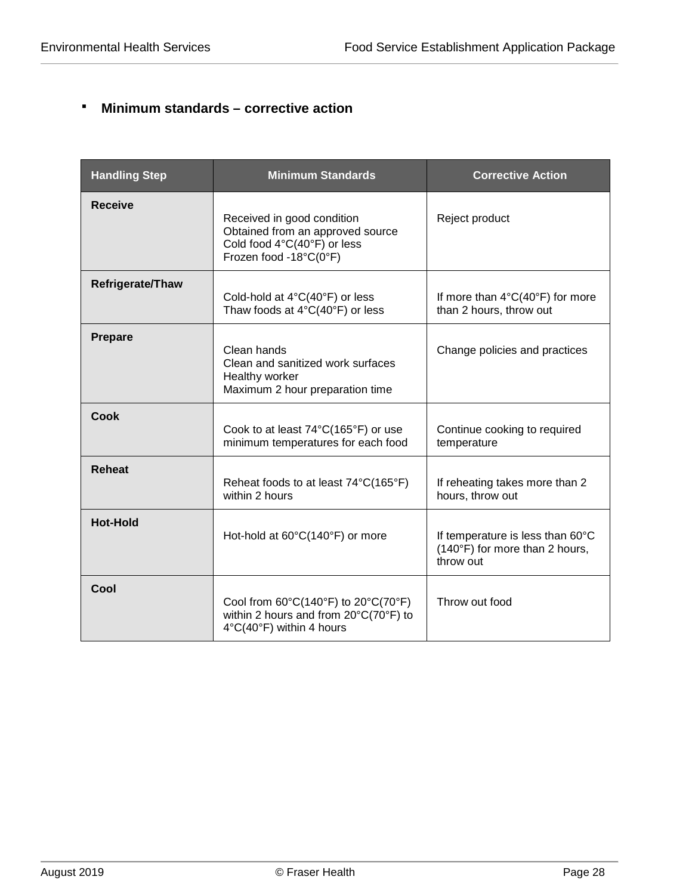- **Minimum standards – corrective action**

| Handling Step | Minimum Standards | Corrective Action |
|---|---|---|
| **Receive** | Received in good condition<br>Obtained from an approved source<br>Cold food 4°C(40°F) or less<br>Frozen food -18°C(0°F) | Reject product |
| **Refrigerate/Thaw** | Cold-hold at 4°C(40°F) or less<br>Thaw foods at 4°C(40°F) or less | If more than 4°C(40°F) for more than 2 hours, throw out |
| **Prepare** | Clean hands<br>Clean and sanitized work surfaces<br>Healthy worker<br>Maximum 2 hour preparation time | Change policies and practices |
| **Cook** | Cook to at least 74°C(165°F) or use minimum temperatures for each food | Continue cooking to required temperature |
| **Reheat** | Reheat foods to at least 74°C(165°F) within 2 hours | If reheating takes more than 2 hours, throw out |
| **Hot-Hold** | Hot-hold at 60°C(140°F) or more | If temperature is less than 60°C (140°F) for more than 2 hours, throw out |
| **Cool** | Cool from 60°C(140°F) to 20°C(70°F) within 2 hours and from 20°C(70°F) to 4°C(40°F) within 4 hours | Throw out food |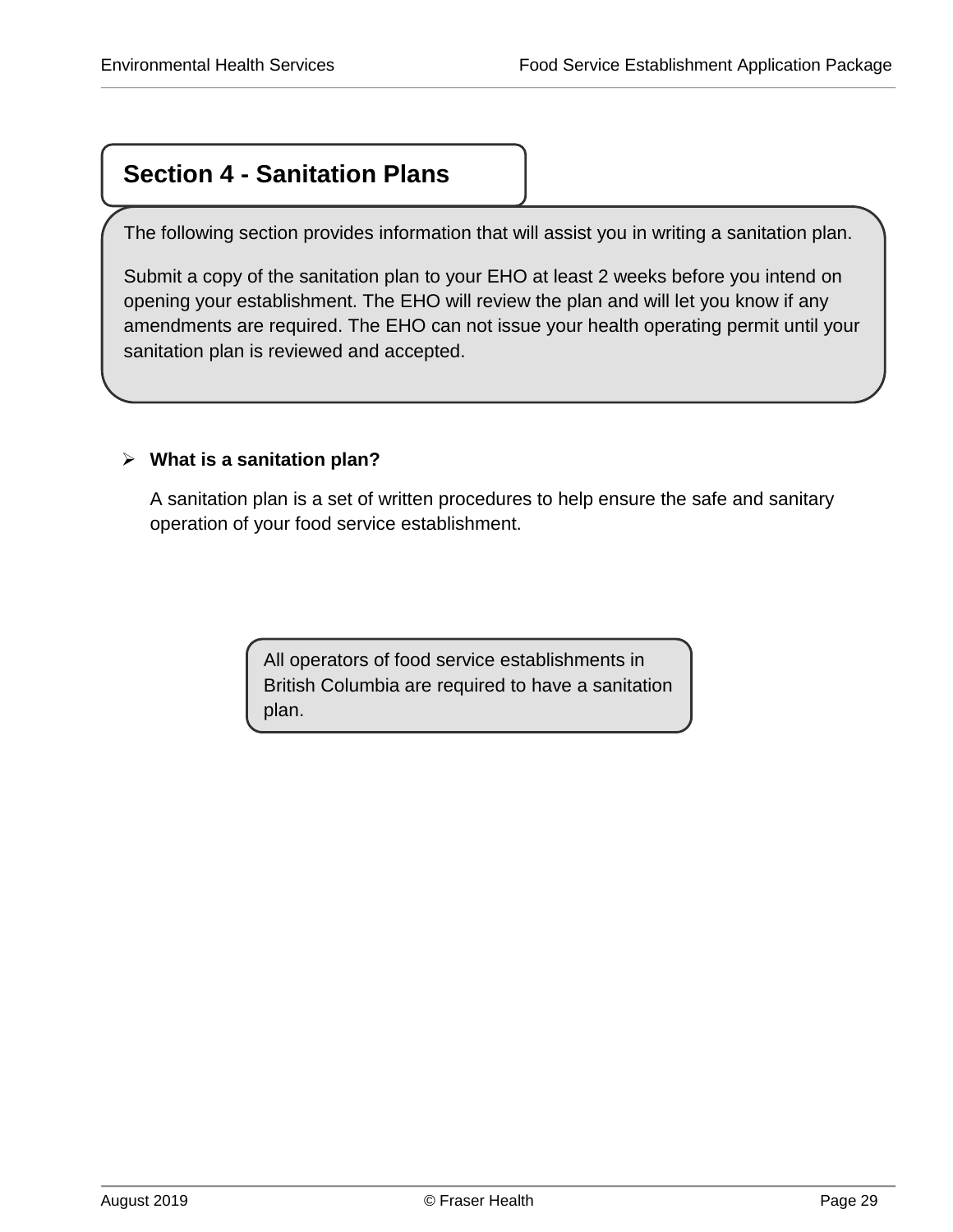## Section 4 - Sanitation Plans

The following section provides information that will assist you in writing a sanitation plan.

Submit a copy of the sanitation plan to your EHO at least 2 weeks before you intend on opening your establishment. The EHO will review the plan and will let you know if any amendments are required. The EHO can not issue your health operating permit until your sanitation plan is reviewed and accepted.

- **What is a sanitation plan?**

  A sanitation plan is a set of written procedures to help ensure the safe and sanitary operation of your food service establishment.

All operators of food service establishments in British Columbia are required to have a sanitation plan.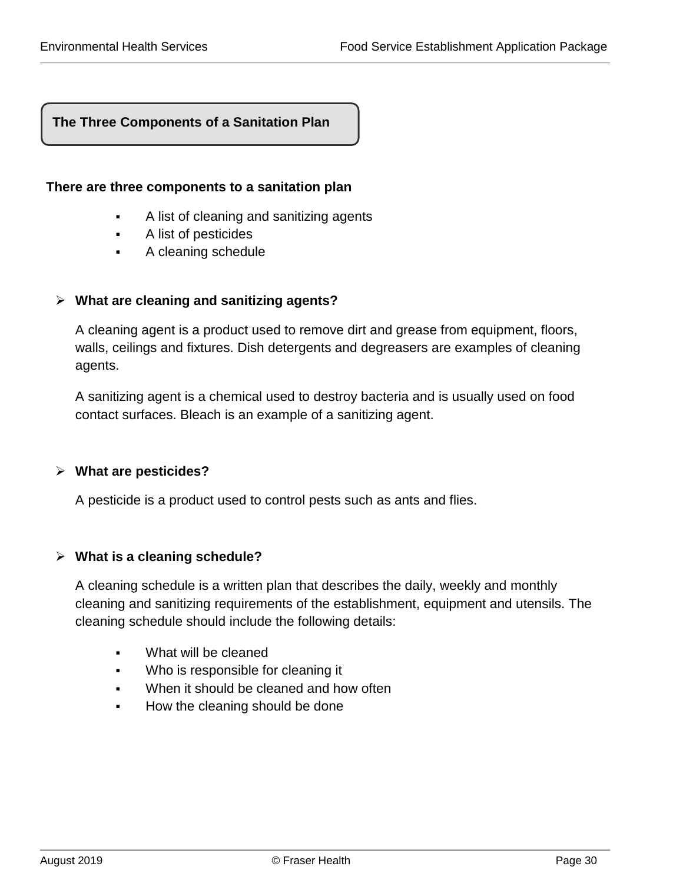## The Three Components of a Sanitation Plan

**There are three components to a sanitation plan**

- A list of cleaning and sanitizing agents
- A list of pesticides
- A cleaning schedule

### What are cleaning and sanitizing agents?

A cleaning agent is a product used to remove dirt and grease from equipment, floors, walls, ceilings and fixtures. Dish detergents and degreasers are examples of cleaning agents.

A sanitizing agent is a chemical used to destroy bacteria and is usually used on food contact surfaces. Bleach is an example of a sanitizing agent.

### What are pesticides?

A pesticide is a product used to control pests such as ants and flies.

### What is a cleaning schedule?

A cleaning schedule is a written plan that describes the daily, weekly and monthly cleaning and sanitizing requirements of the establishment, equipment and utensils. The cleaning schedule should include the following details:

- What will be cleaned
- Who is responsible for cleaning it
- When it should be cleaned and how often
- How the cleaning should be done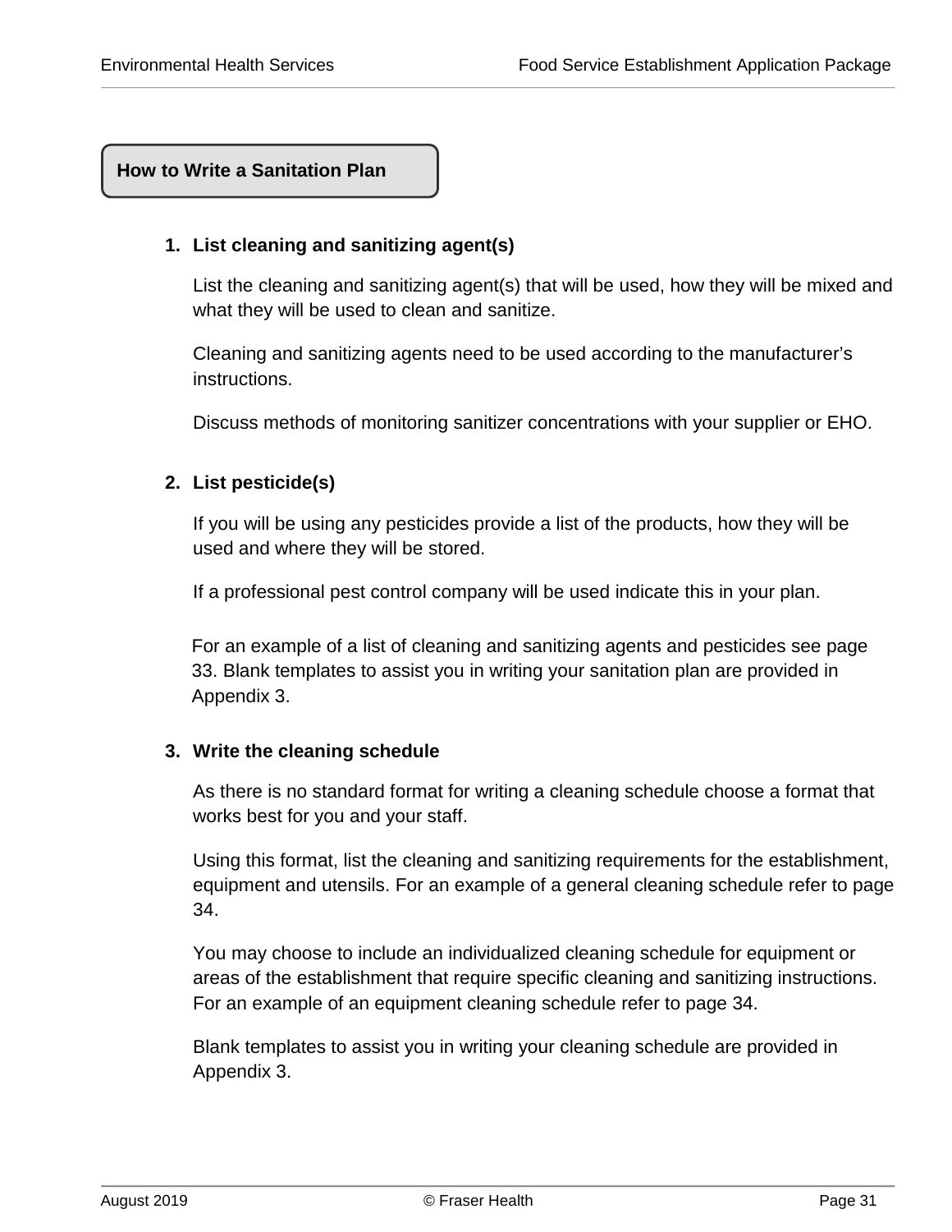## How to Write a Sanitation Plan

1. **List cleaning and sanitizing agent(s)**

   List the cleaning and sanitizing agent(s) that will be used, how they will be mixed and what they will be used to clean and sanitize.

   Cleaning and sanitizing agents need to be used according to the manufacturer's instructions.

   Discuss methods of monitoring sanitizer concentrations with your supplier or EHO.

2. **List pesticide(s)**

   If you will be using any pesticides provide a list of the products, how they will be used and where they will be stored.

   If a professional pest control company will be used indicate this in your plan.

   For an example of a list of cleaning and sanitizing agents and pesticides see page 33. Blank templates to assist you in writing your sanitation plan are provided in Appendix 3.

3. **Write the cleaning schedule**

   As there is no standard format for writing a cleaning schedule choose a format that works best for you and your staff.

   Using this format, list the cleaning and sanitizing requirements for the establishment, equipment and utensils. For an example of a general cleaning schedule refer to page 34.

   You may choose to include an individualized cleaning schedule for equipment or areas of the establishment that require specific cleaning and sanitizing instructions. For an example of an equipment cleaning schedule refer to page 34.

   Blank templates to assist you in writing your cleaning schedule are provided in Appendix 3.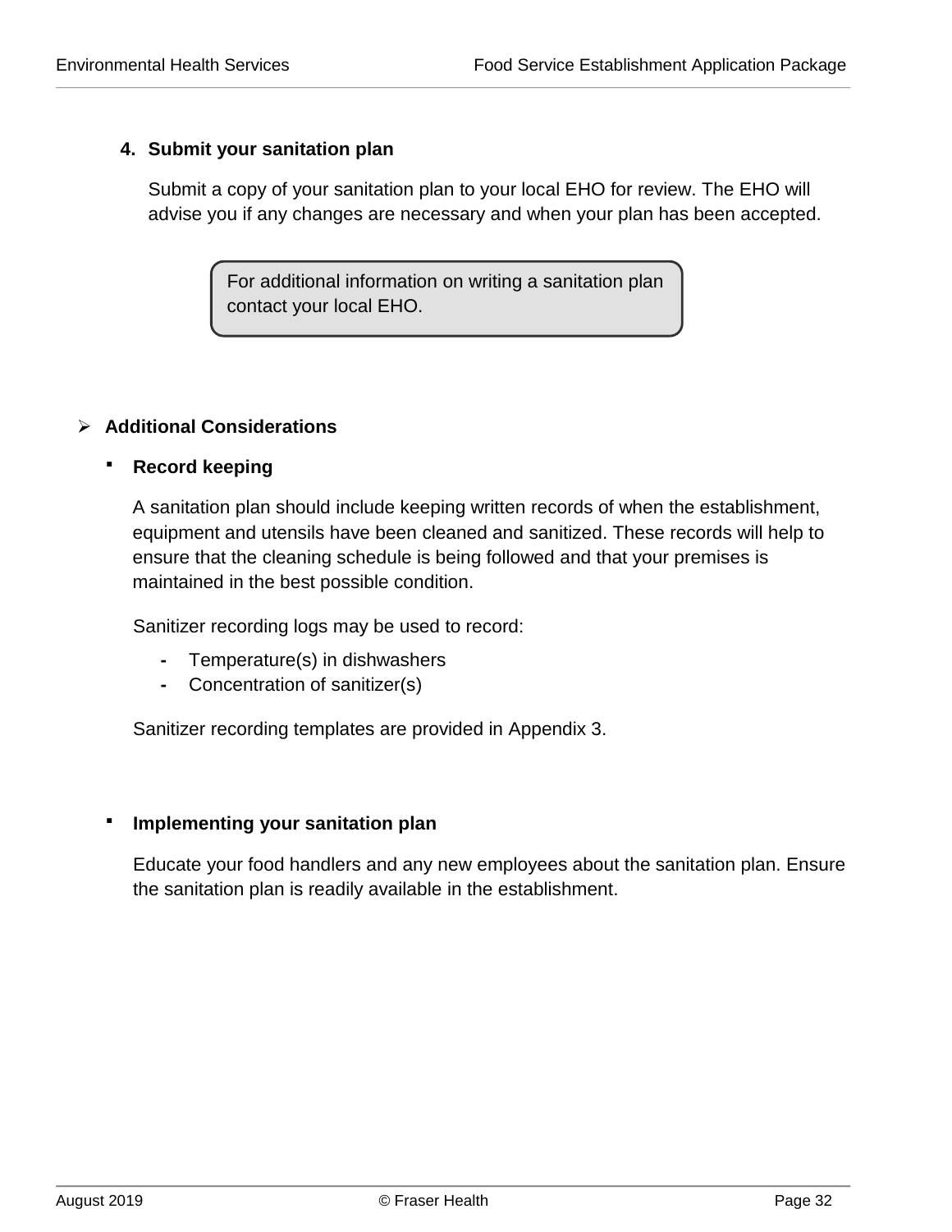4. **Submit your sanitation plan**

   Submit a copy of your sanitation plan to your local EHO for review. The EHO will advise you if any changes are necessary and when your plan has been accepted.

> For additional information on writing a sanitation plan contact your local EHO.

- **Additional Considerations**

  - **Record keeping**

    A sanitation plan should include keeping written records of when the establishment, equipment and utensils have been cleaned and sanitized. These records will help to ensure that the cleaning schedule is being followed and that your premises is maintained in the best possible condition.

    Sanitizer recording logs may be used to record:

    - Temperature(s) in dishwashers
    - Concentration of sanitizer(s)

    Sanitizer recording templates are provided in Appendix 3.

  - **Implementing your sanitation plan**

    Educate your food handlers and any new employees about the sanitation plan. Ensure the sanitation plan is readily available in the establishment.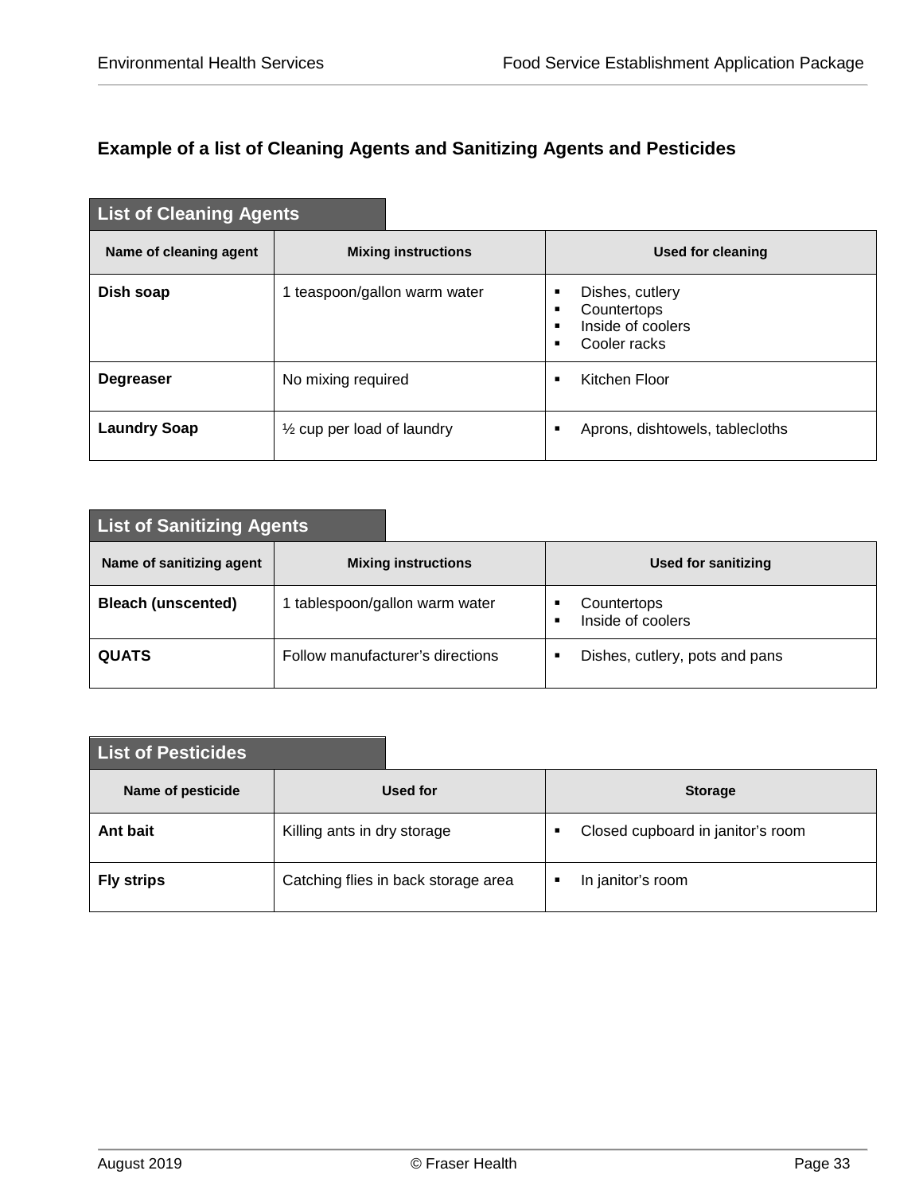## Example of a list of Cleaning Agents and Sanitizing Agents and Pesticides

**List of Cleaning Agents**

| Name of cleaning agent | Mixing instructions | Used for cleaning |
|---|---|---|
| **Dish soap** | 1 teaspoon/gallon warm water | ▪ Dishes, cutlery<br>▪ Countertops<br>▪ Inside of coolers<br>▪ Cooler racks |
| **Degreaser** | No mixing required | ▪ Kitchen Floor |
| **Laundry Soap** | ½ cup per load of laundry | ▪ Aprons, dishtowels, tablecloths |

**List of Sanitizing Agents**

| Name of sanitizing agent | Mixing instructions | Used for sanitizing |
|---|---|---|
| **Bleach (unscented)** | 1 tablespoon/gallon warm water | ▪ Countertops<br>▪ Inside of coolers |
| **QUATS** | Follow manufacturer's directions | ▪ Dishes, cutlery, pots and pans |

**List of Pesticides**

| Name of pesticide | Used for | Storage |
|---|---|---|
| **Ant bait** | Killing ants in dry storage | ▪ Closed cupboard in janitor's room |
| **Fly strips** | Catching flies in back storage area | ▪ In janitor's room |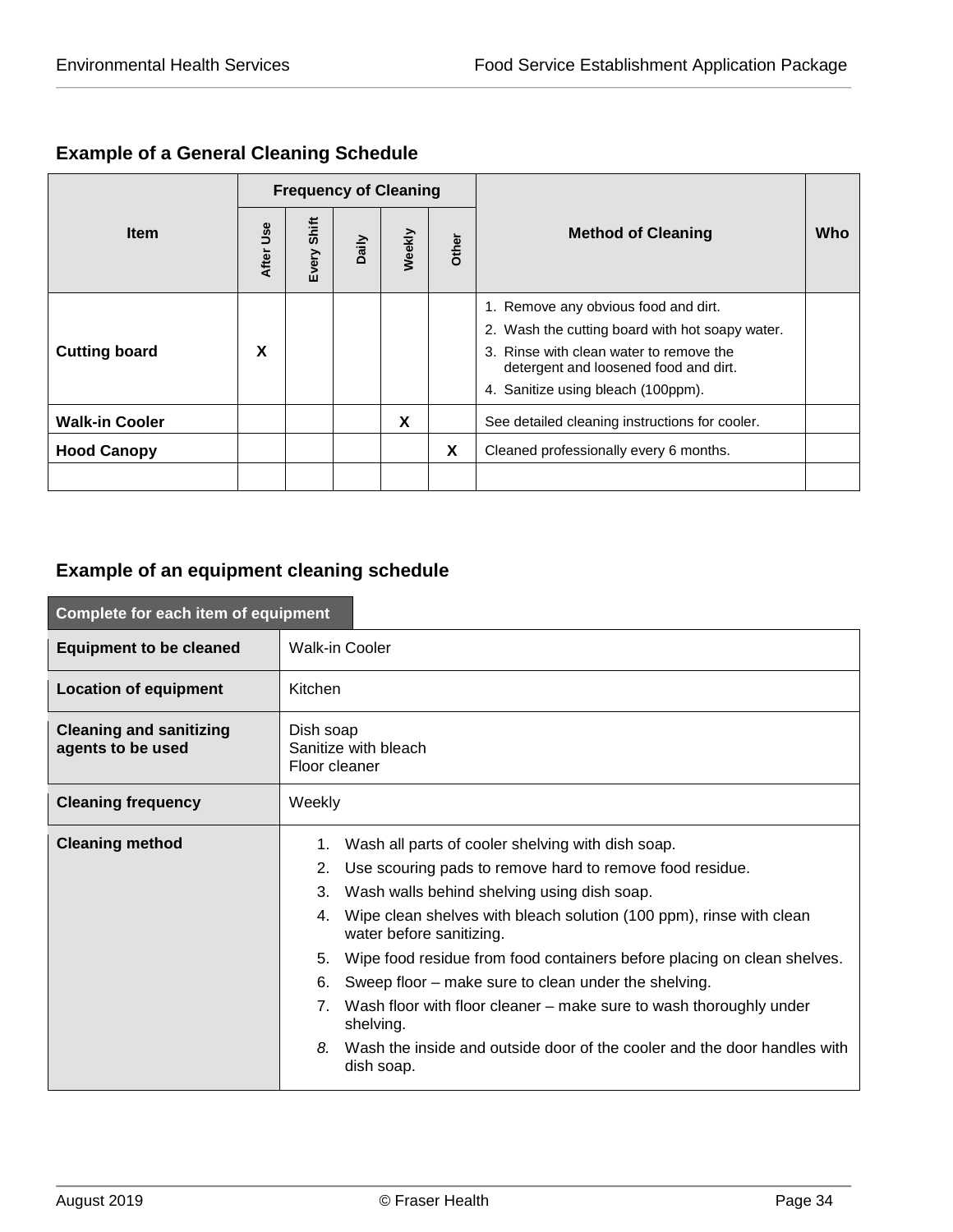## Example of a General Cleaning Schedule

| Item | Frequency of Cleaning | | | | | Method of Cleaning | Who |
|---|---|---|---|---|---|---|---|
| | After Use | Every Shift | Daily | Weekly | Other | | |
| **Cutting board** | X | | | | | 1. Remove any obvious food and dirt.<br>2. Wash the cutting board with hot soapy water.<br>3. Rinse with clean water to remove the detergent and loosened food and dirt.<br>4. Sanitize using bleach (100ppm). | |
| **Walk-in Cooler** | | | | X | | See detailed cleaning instructions for cooler. | |
| **Hood Canopy** | | | | | X | Cleaned professionally every 6 months. | |
| | | | | | | | |

## Example of an equipment cleaning schedule

| Complete for each item of equipment | |
|---|---|
| **Equipment to be cleaned** | Walk-in Cooler |
| **Location of equipment** | Kitchen |
| **Cleaning and sanitizing agents to be used** | Dish soap<br>Sanitize with bleach<br>Floor cleaner |
| **Cleaning frequency** | Weekly |
| **Cleaning method** | 1. Wash all parts of cooler shelving with dish soap.<br>2. Use scouring pads to remove hard to remove food residue.<br>3. Wash walls behind shelving using dish soap.<br>4. Wipe clean shelves with bleach solution (100 ppm), rinse with clean water before sanitizing.<br>5. Wipe food residue from food containers before placing on clean shelves.<br>6. Sweep floor – make sure to clean under the shelving.<br>7. Wash floor with floor cleaner – make sure to wash thoroughly under shelving.<br>8. Wash the inside and outside door of the cooler and the door handles with dish soap. |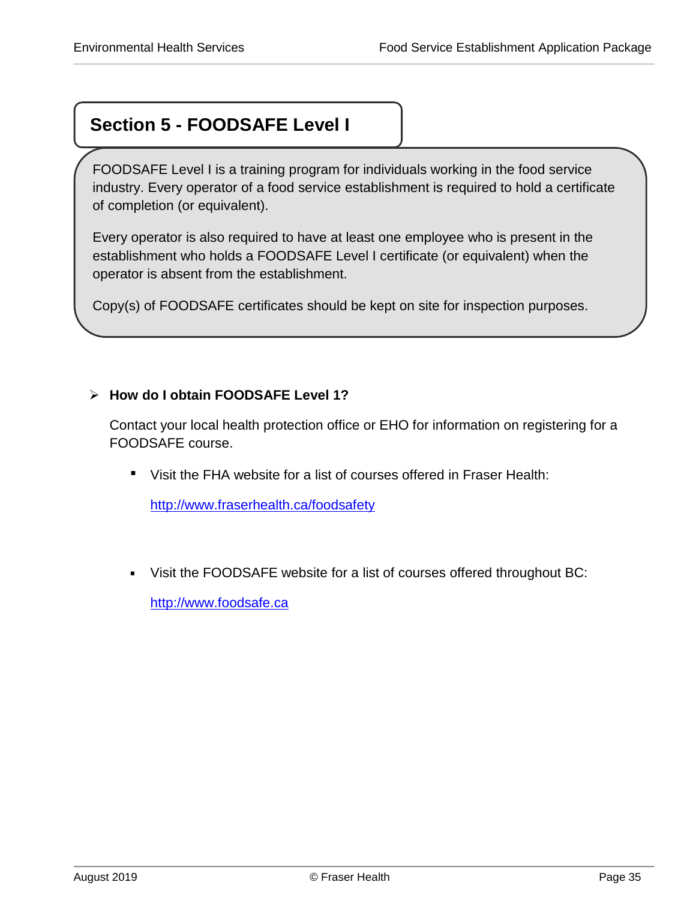## Section 5 - FOODSAFE Level I

FOODSAFE Level I is a training program for individuals working in the food service industry. Every operator of a food service establishment is required to hold a certificate of completion (or equivalent).

Every operator is also required to have at least one employee who is present in the establishment who holds a FOODSAFE Level I certificate (or equivalent) when the operator is absent from the establishment.

Copy(s) of FOODSAFE certificates should be kept on site for inspection purposes.

- **How do I obtain FOODSAFE Level 1?**

  Contact your local health protection office or EHO for information on registering for a FOODSAFE course.

  - Visit the FHA website for a list of courses offered in Fraser Health:

    http://www.fraserhealth.ca/foodsafety

  - Visit the FOODSAFE website for a list of courses offered throughout BC:

    http://www.foodsafe.ca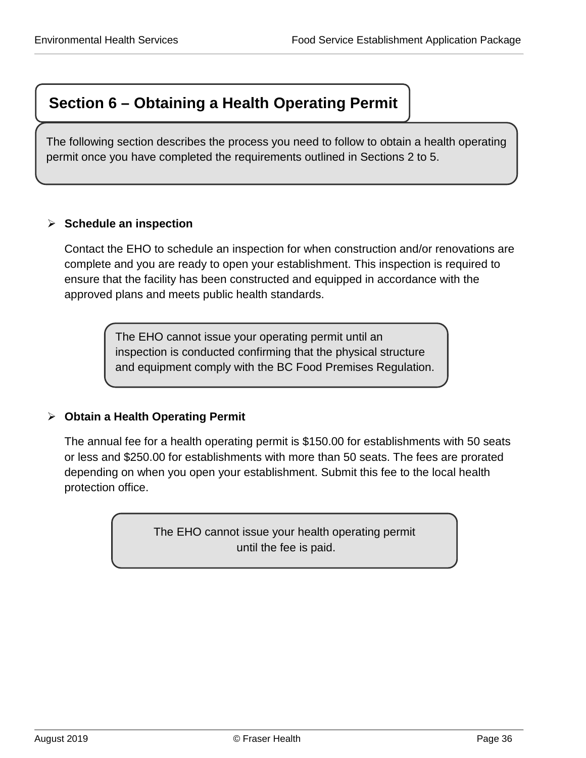## Section 6 – Obtaining a Health Operating Permit

The following section describes the process you need to follow to obtain a health operating permit once you have completed the requirements outlined in Sections 2 to 5.

- **Schedule an inspection**

  Contact the EHO to schedule an inspection for when construction and/or renovations are complete and you are ready to open your establishment. This inspection is required to ensure that the facility has been constructed and equipped in accordance with the approved plans and meets public health standards.

> The EHO cannot issue your operating permit until an inspection is conducted confirming that the physical structure and equipment comply with the BC Food Premises Regulation.

- **Obtain a Health Operating Permit**

  The annual fee for a health operating permit is $150.00 for establishments with 50 seats or less and $250.00 for establishments with more than 50 seats. The fees are prorated depending on when you open your establishment. Submit this fee to the local health protection office.

> The EHO cannot issue your health operating permit until the fee is paid.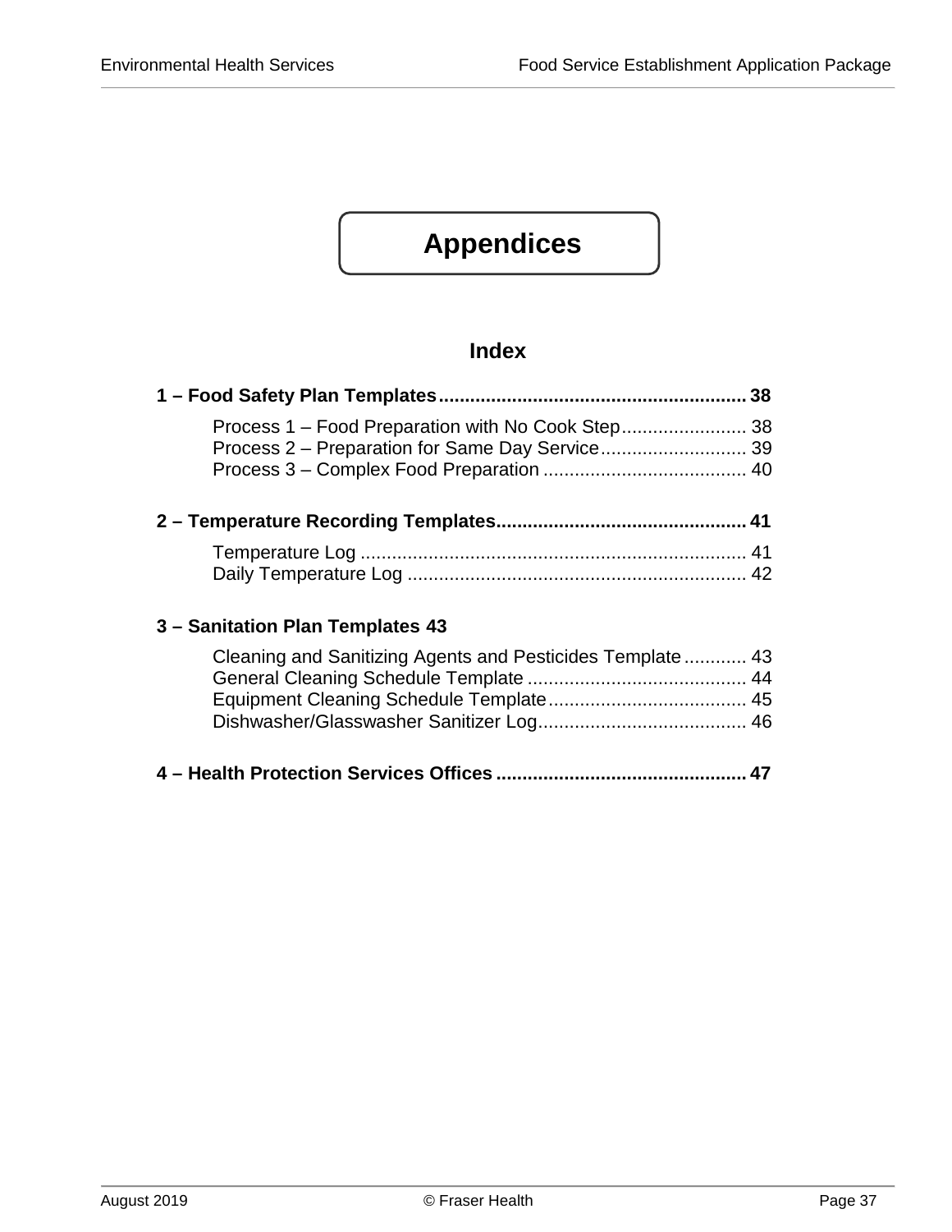# Appendices

## Index

**1 – Food Safety Plan Templates .......... 38**

- Process 1 – Food Preparation with No Cook Step .......... 38
- Process 2 – Preparation for Same Day Service .......... 39
- Process 3 – Complex Food Preparation .......... 40

**2 – Temperature Recording Templates .......... 41**

- Temperature Log .......... 41
- Daily Temperature Log .......... 42

**3 – Sanitation Plan Templates 43**

- Cleaning and Sanitizing Agents and Pesticides Template .......... 43
- General Cleaning Schedule Template .......... 44
- Equipment Cleaning Schedule Template .......... 45
- Dishwasher/Glasswasher Sanitizer Log .......... 46

**4 – Health Protection Services Offices .......... 47**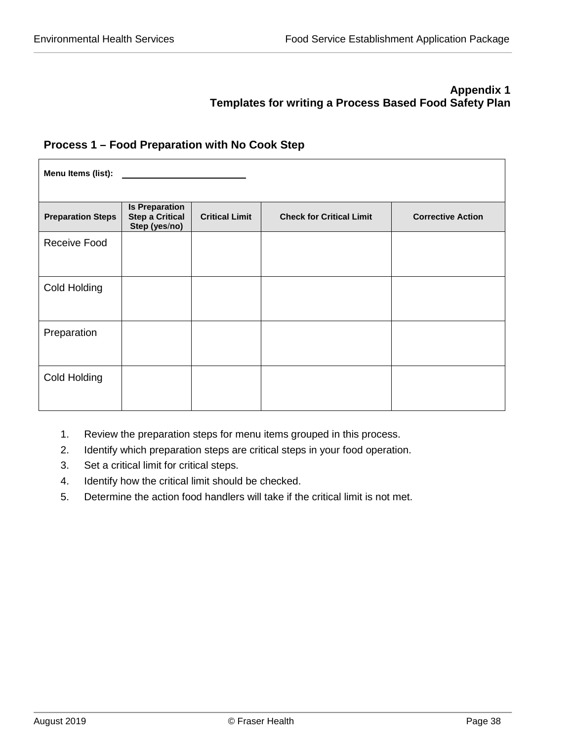**Appendix 1**
**Templates for writing a Process Based Food Safety Plan**

### Process 1 – Food Preparation with No Cook Step

**Menu Items (list):** ______________________

| Preparation Steps | Is Preparation Step a Critical Step (yes/no) | Critical Limit | Check for Critical Limit | Corrective Action |
|---|---|---|---|---|
| Receive Food | | | | |
| Cold Holding | | | | |
| Preparation | | | | |
| Cold Holding | | | | |

1. Review the preparation steps for menu items grouped in this process.
2. Identify which preparation steps are critical steps in your food operation.
3. Set a critical limit for critical steps.
4. Identify how the critical limit should be checked.
5. Determine the action food handlers will take if the critical limit is not met.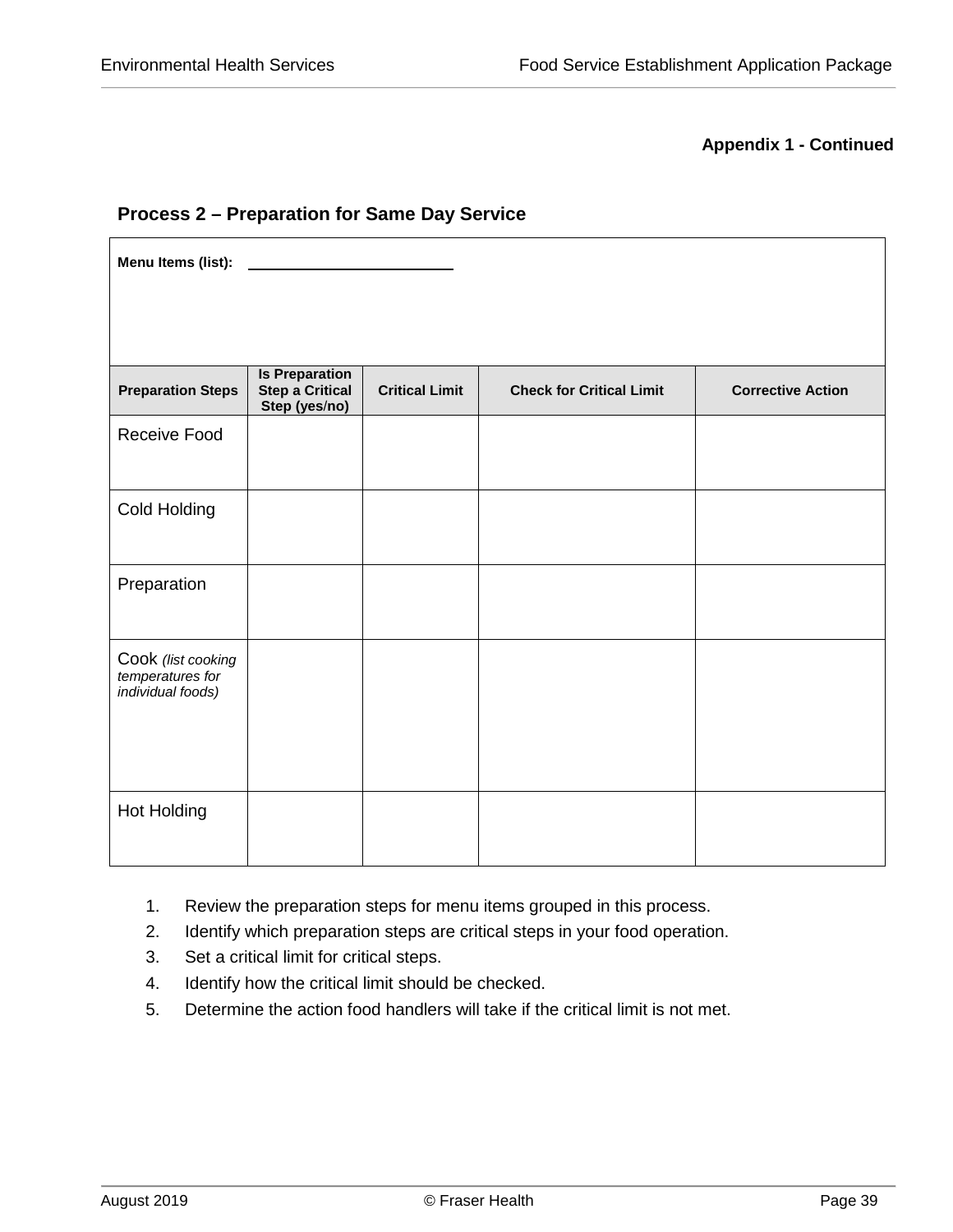**Appendix 1 - Continued**

## Process 2 – Preparation for Same Day Service

**Menu Items (list):** ______________________

| Preparation Steps | Is Preparation Step a Critical Step (yes/no) | Critical Limit | Check for Critical Limit | Corrective Action |
|---|---|---|---|---|
| Receive Food | | | | |
| Cold Holding | | | | |
| Preparation | | | | |
| Cook *(list cooking temperatures for individual foods)* | | | | |
| Hot Holding | | | | |

1. Review the preparation steps for menu items grouped in this process.
2. Identify which preparation steps are critical steps in your food operation.
3. Set a critical limit for critical steps.
4. Identify how the critical limit should be checked.
5. Determine the action food handlers will take if the critical limit is not met.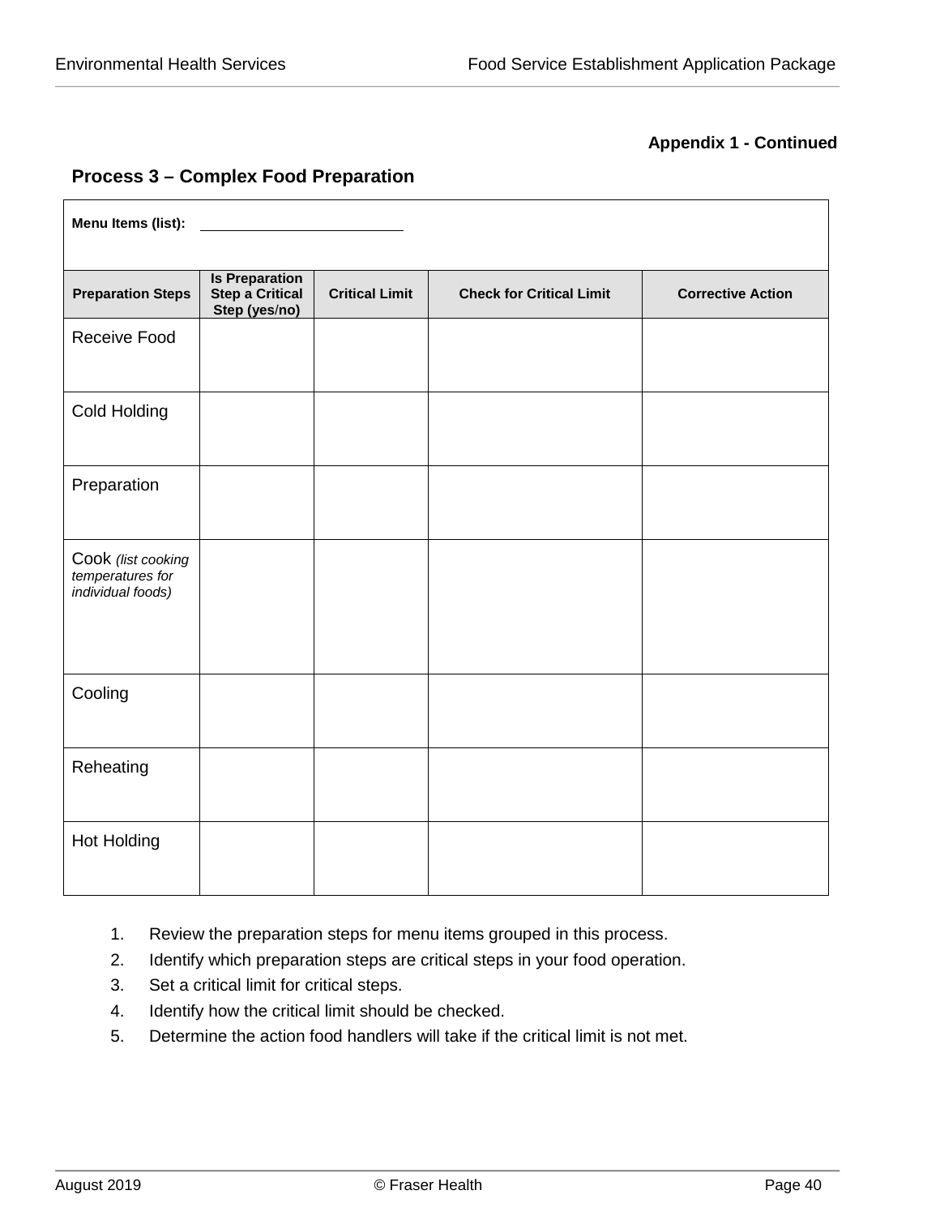**Appendix 1 - Continued**

## Process 3 – Complex Food Preparation

**Menu Items (list):** ____________________________

| Preparation Steps | Is Preparation Step a Critical Step (yes/no) | Critical Limit | Check for Critical Limit | Corrective Action |
|---|---|---|---|---|
| Receive Food | | | | |
| Cold Holding | | | | |
| Preparation | | | | |
| Cook *(list cooking temperatures for individual foods)* | | | | |
| Cooling | | | | |
| Reheating | | | | |
| Hot Holding | | | | |

1. Review the preparation steps for menu items grouped in this process.
2. Identify which preparation steps are critical steps in your food operation.
3. Set a critical limit for critical steps.
4. Identify how the critical limit should be checked.
5. Determine the action food handlers will take if the critical limit is not met.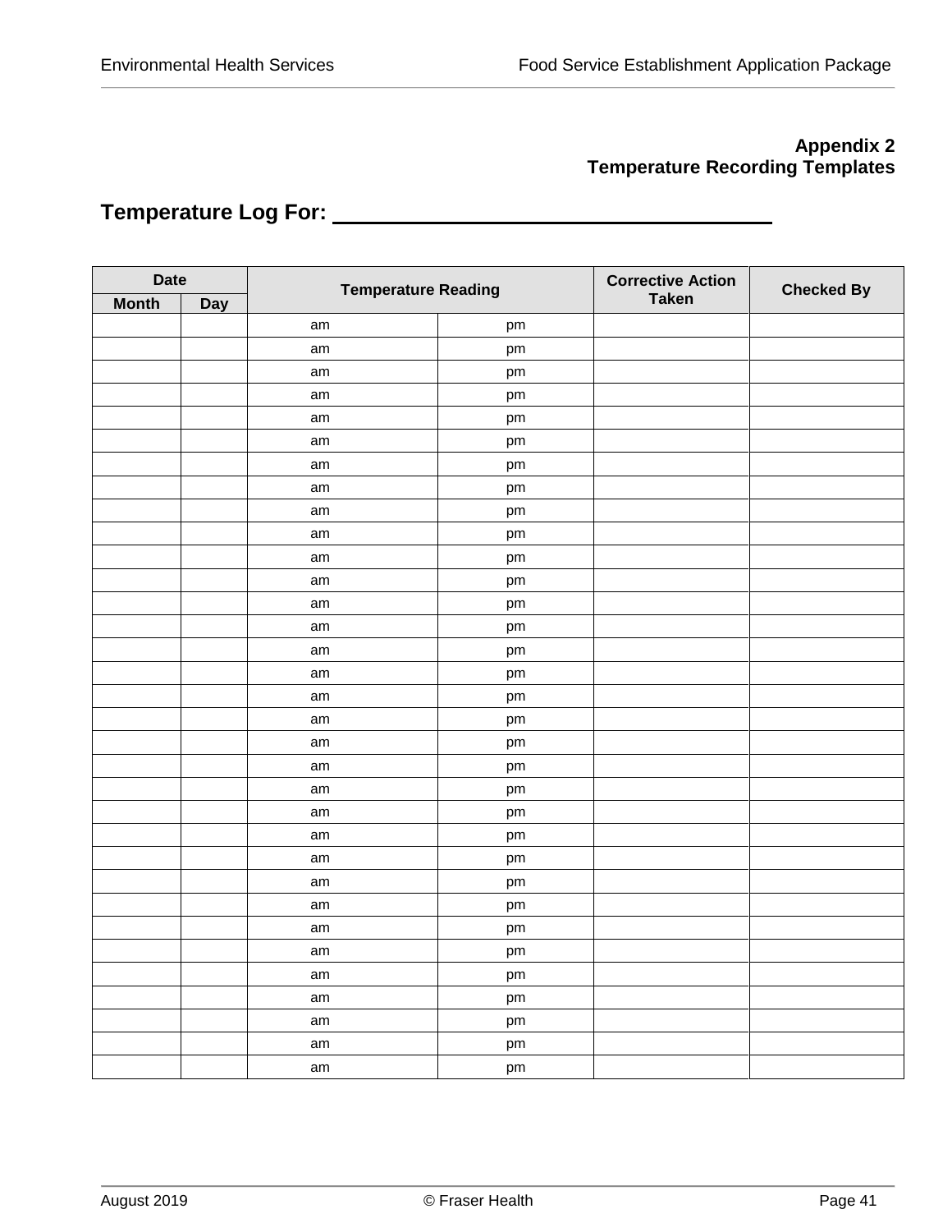**Appendix 2**
**Temperature Recording Templates**

## Temperature Log For: ____________________________________

| Date | | Temperature Reading | | Corrective Action Taken | Checked By |
|---|---|---|---|---|---|
| Month | Day | | | | |
| | | am | pm | | |
| | | am | pm | | |
| | | am | pm | | |
| | | am | pm | | |
| | | am | pm | | |
| | | am | pm | | |
| | | am | pm | | |
| | | am | pm | | |
| | | am | pm | | |
| | | am | pm | | |
| | | am | pm | | |
| | | am | pm | | |
| | | am | pm | | |
| | | am | pm | | |
| | | am | pm | | |
| | | am | pm | | |
| | | am | pm | | |
| | | am | pm | | |
| | | am | pm | | |
| | | am | pm | | |
| | | am | pm | | |
| | | am | pm | | |
| | | am | pm | | |
| | | am | pm | | |
| | | am | pm | | |
| | | am | pm | | |
| | | am | pm | | |
| | | am | pm | | |
| | | am | pm | | |
| | | am | pm | | |
| | | am | pm | | |
| | | am | pm | | |
| | | am | pm | | |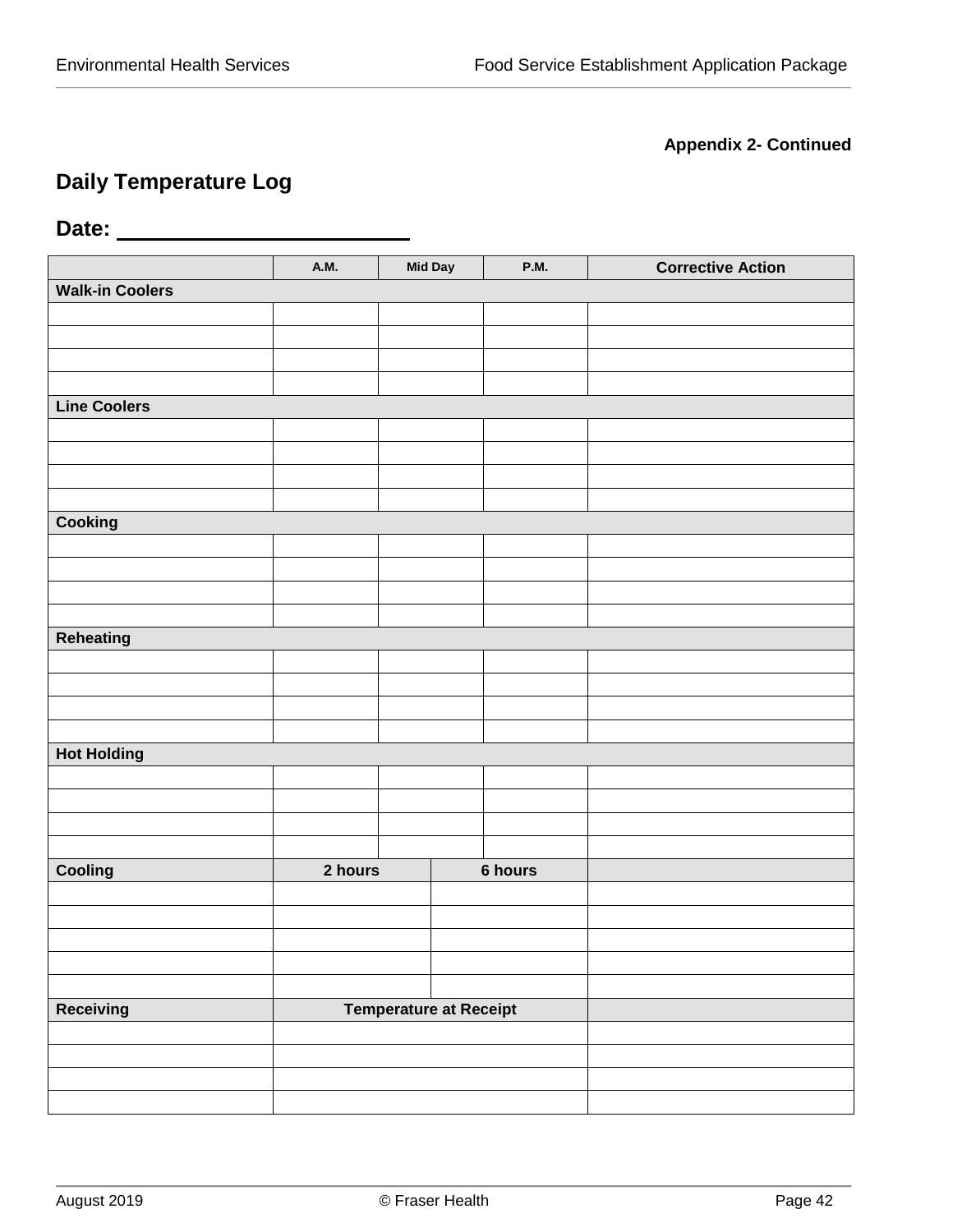**Appendix 2- Continued**

## Daily Temperature Log

**Date: ________________________**

| | A.M. | Mid Day | P.M. | Corrective Action |
|---|---|---|---|---|
| **Walk-in Coolers** | | | | |
| | | | | |
| | | | | |
| | | | | |
| | | | | |
| **Line Coolers** | | | | |
| | | | | |
| | | | | |
| | | | | |
| | | | | |
| **Cooking** | | | | |
| | | | | |
| | | | | |
| | | | | |
| | | | | |
| **Reheating** | | | | |
| | | | | |
| | | | | |
| | | | | |
| | | | | |
| **Hot Holding** | | | | |
| | | | | |
| | | | | |
| | | | | |
| | | | | |
| **Cooling** | **2 hours** | | **6 hours** | |
| | | | | |
| | | | | |
| | | | | |
| | | | | |
| | | | | |
| **Receiving** | **Temperature at Receipt** | | | |
| | | | | |
| | | | | |
| | | | | |
| | | | | |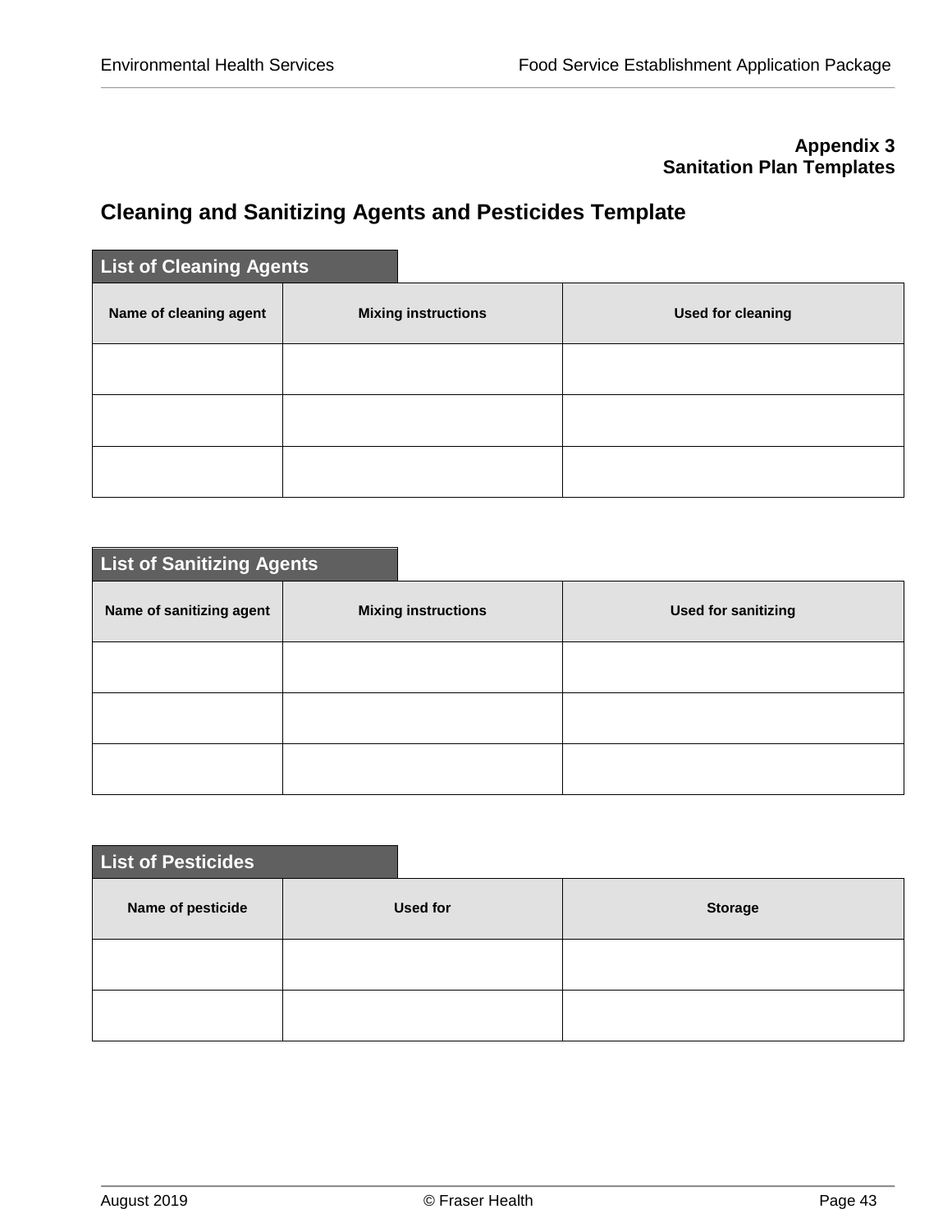**Appendix 3**
**Sanitation Plan Templates**

## Cleaning and Sanitizing Agents and Pesticides Template

### List of Cleaning Agents

| Name of cleaning agent | Mixing instructions | Used for cleaning |
|---|---|---|
| | | |
| | | |
| | | |

### List of Sanitizing Agents

| Name of sanitizing agent | Mixing instructions | Used for sanitizing |
|---|---|---|
| | | |
| | | |
| | | |

### List of Pesticides

| Name of pesticide | Used for | Storage |
|---|---|---|
| | | |
| | | |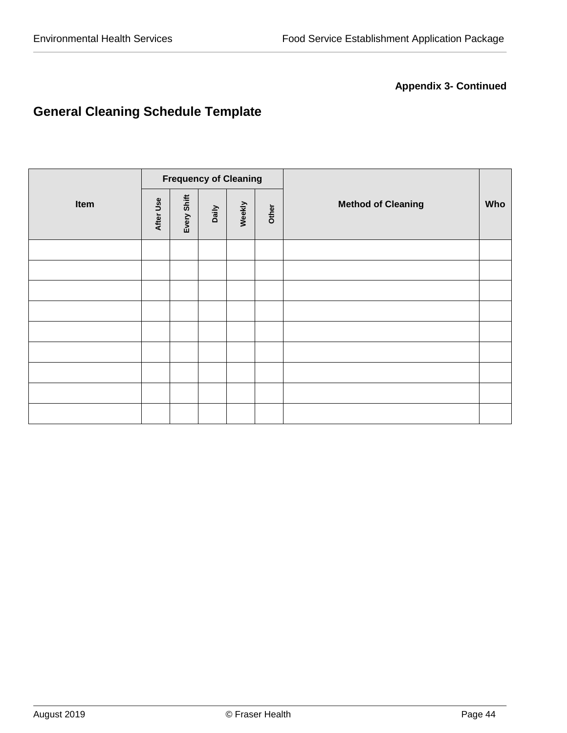**Appendix 3- Continued**

## General Cleaning Schedule Template

| Item | Frequency of Cleaning | | | | | Method of Cleaning | Who |
|---|---|---|---|---|---|---|---|
| | After Use | Every Shift | Daily | Weekly | Other | | |
| | | | | | | | |
| | | | | | | | |
| | | | | | | | |
| | | | | | | | |
| | | | | | | | |
| | | | | | | | |
| | | | | | | | |
| | | | | | | | |
| | | | | | | | |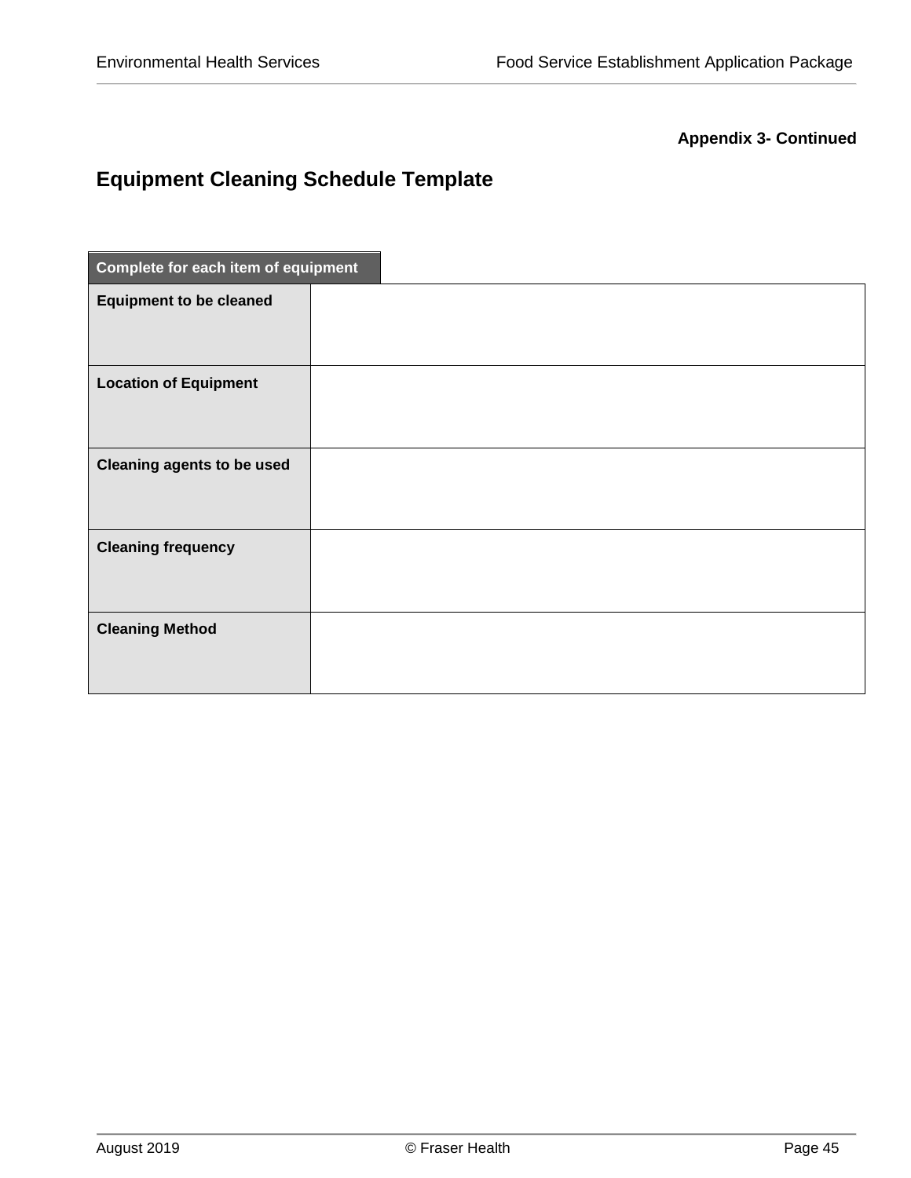**Appendix 3- Continued**

## Equipment Cleaning Schedule Template

| Complete for each item of equipment | |
|---|---|
| **Equipment to be cleaned** | |
| **Location of Equipment** | |
| **Cleaning agents to be used** | |
| **Cleaning frequency** | |
| **Cleaning Method** | |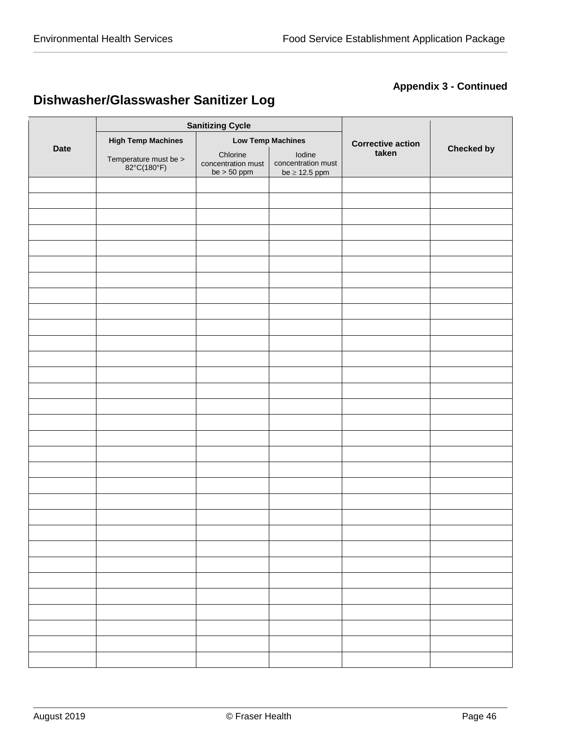**Appendix 3 - Continued**

## Dishwasher/Glasswasher Sanitizer Log

| Date | Sanitizing Cycle | | | Corrective action taken | Checked by |
|---|---|---|---|---|---|
| | High Temp Machines | Low Temp Machines | | | |
| | Temperature must be > 82°C(180°F) | Chlorine concentration must be > 50 ppm | Iodine concentration must be ≥ 12.5 ppm | | |
| | | | | | |
| | | | | | |
| | | | | | |
| | | | | | |
| | | | | | |
| | | | | | |
| | | | | | |
| | | | | | |
| | | | | | |
| | | | | | |
| | | | | | |
| | | | | | |
| | | | | | |
| | | | | | |
| | | | | | |
| | | | | | |
| | | | | | |
| | | | | | |
| | | | | | |
| | | | | | |
| | | | | | |
| | | | | | |
| | | | | | |
| | | | | | |
| | | | | | |
| | | | | | |
| | | | | | |
| | | | | | |
| | | | | | |
| | | | | | |
| | | | | | |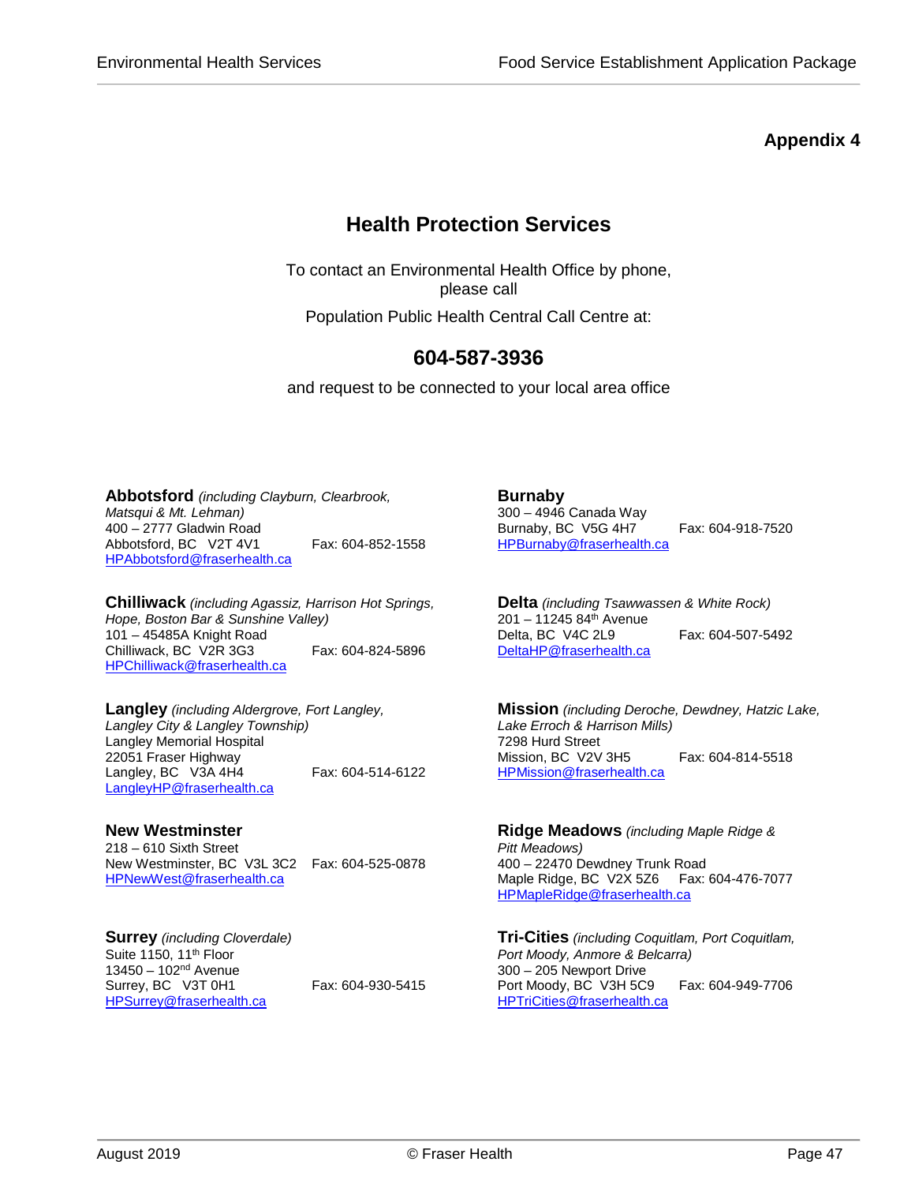**Appendix 4**

## Health Protection Services

To contact an Environmental Health Office by phone, please call

Population Public Health Central Call Centre at:

### 604-587-3936

and request to be connected to your local area office

**Abbotsford** *(including Clayburn, Clearbrook, Matsqui & Mt. Lehman)*
400 – 2777 Gladwin Road
Abbotsford, BC V2T 4V1 Fax: 604-852-1558
HPAbbotsford@fraserhealth.ca

**Burnaby**
300 – 4946 Canada Way
Burnaby, BC V5G 4H7 Fax: 604-918-7520
HPBurnaby@fraserhealth.ca

**Chilliwack** *(including Agassiz, Harrison Hot Springs, Hope, Boston Bar & Sunshine Valley)*
101 – 45485A Knight Road
Chilliwack, BC V2R 3G3 Fax: 604-824-5896
HPChilliwack@fraserhealth.ca

**Delta** *(including Tsawwassen & White Rock)*
201 – 11245 84th Avenue
Delta, BC V4C 2L9 Fax: 604-507-5492
DeltaHP@fraserhealth.ca

**Langley** *(including Aldergrove, Fort Langley, Langley City & Langley Township)*
Langley Memorial Hospital
22051 Fraser Highway
Langley, BC V3A 4H4 Fax: 604-514-6122
LangleyHP@fraserhealth.ca

**Mission** *(including Deroche, Dewdney, Hatzic Lake, Lake Erroch & Harrison Mills)*
7298 Hurd Street
Mission, BC V2V 3H5 Fax: 604-814-5518
HPMission@fraserhealth.ca

**New Westminster**
218 – 610 Sixth Street
New Westminster, BC V3L 3C2 Fax: 604-525-0878
HPNewWest@fraserhealth.ca

**Ridge Meadows** *(including Maple Ridge & Pitt Meadows)*
400 – 22470 Dewdney Trunk Road
Maple Ridge, BC V2X 5Z6 Fax: 604-476-7077
HPMapleRidge@fraserhealth.ca

**Surrey** *(including Cloverdale)*
Suite 1150, 11th Floor
13450 – 102nd Avenue
Surrey, BC V3T 0H1 Fax: 604-930-5415
HPSurrey@fraserhealth.ca

**Tri-Cities** *(including Coquitlam, Port Coquitlam, Port Moody, Anmore & Belcarra)*
300 – 205 Newport Drive
Port Moody, BC V3H 5C9 Fax: 604-949-7706
HPTriCities@fraserhealth.ca